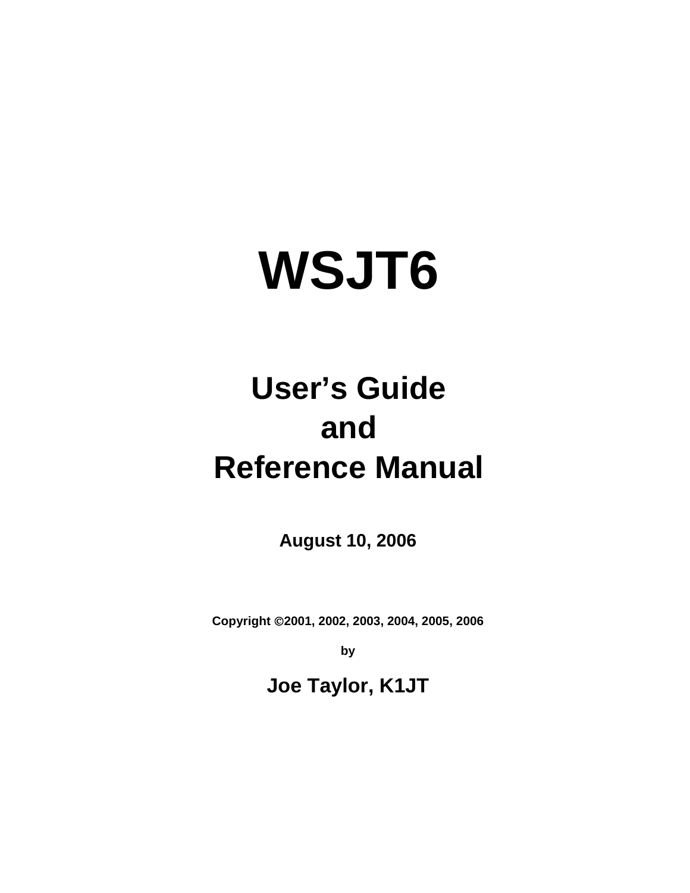# WSJT6

## User's Guide
## and
## Reference Manual

**August 10, 2006**

**Copyright ©2001, 2002, 2003, 2004, 2005, 2006**

**by**

**Joe Taylor, K1JT**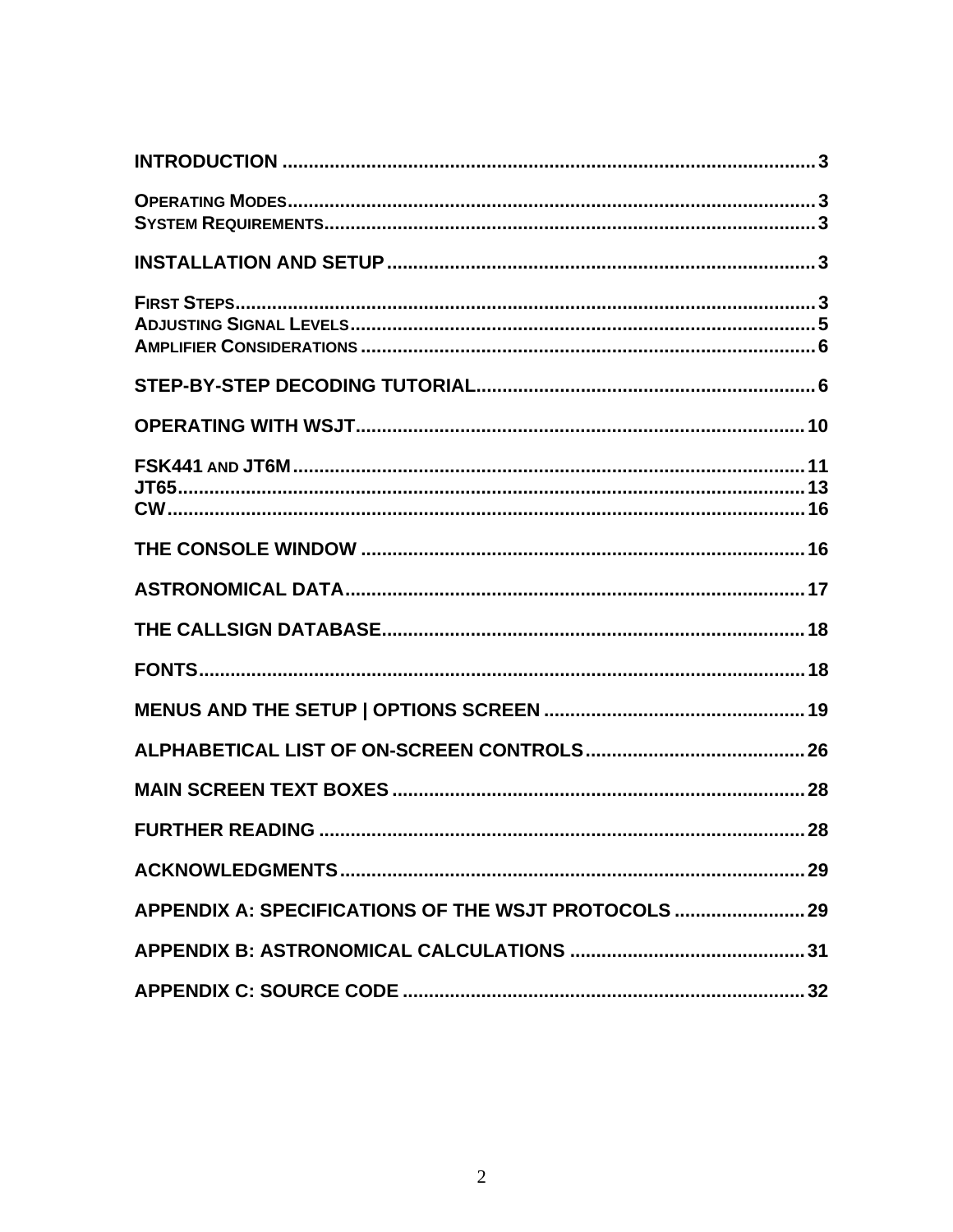**INTRODUCTION** .................................................................................................... **3**

**OPERATING MODES** .................................................................................................... **3**
**SYSTEM REQUIREMENTS** .............................................................................................. **3**

**INSTALLATION AND SETUP** .................................................................................... **3**

**FIRST STEPS** .............................................................................................................. **3**
**ADJUSTING SIGNAL LEVELS** ........................................................................................ **5**
**AMPLIFIER CONSIDERATIONS** ...................................................................................... **6**

**STEP-BY-STEP DECODING TUTORIAL** ......................................................................... **6**

**OPERATING WITH WSJT** ............................................................................................ **10**

**FSK441 AND JT6M** ................................................................................................... **11**
**JT65** ........................................................................................................................ **13**
**CW** .......................................................................................................................... **16**

**THE CONSOLE WINDOW** ............................................................................................ **16**

**ASTRONOMICAL DATA** ............................................................................................... **17**

**THE CALLSIGN DATABASE** ......................................................................................... **18**

**FONTS** ....................................................................................................................... **18**

**MENUS AND THE SETUP | OPTIONS SCREEN** ............................................................ **19**

**ALPHABETICAL LIST OF ON-SCREEN CONTROLS** ..................................................... **26**

**MAIN SCREEN TEXT BOXES** ....................................................................................... **28**

**FURTHER READING** ................................................................................................... **28**

**ACKNOWLEDGMENTS** ................................................................................................ **29**

**APPENDIX A: SPECIFICATIONS OF THE WSJT PROTOCOLS** ....................................... **29**

**APPENDIX B: ASTRONOMICAL CALCULATIONS** .......................................................... **31**

**APPENDIX C: SOURCE CODE** ...................................................................................... **32**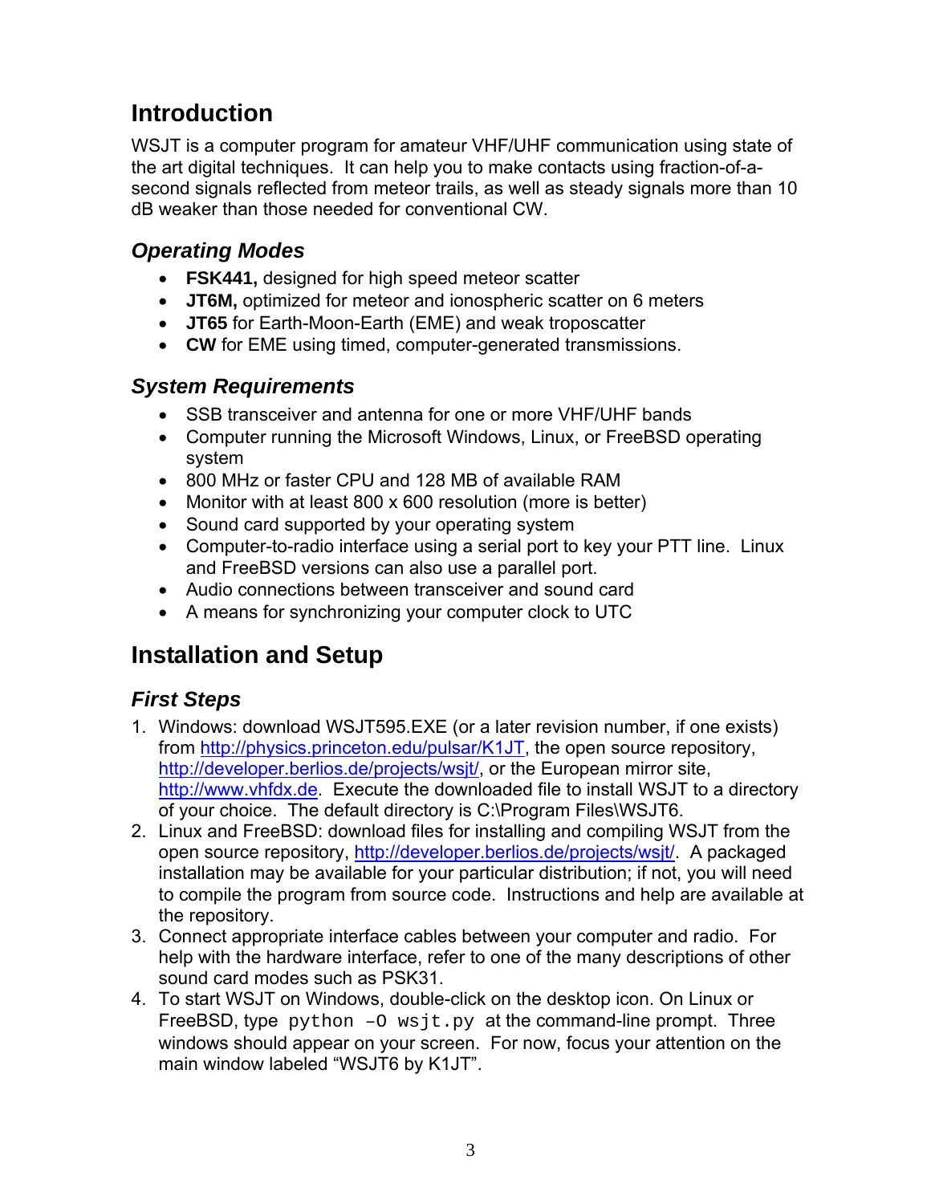# Introduction

WSJT is a computer program for amateur VHF/UHF communication using state of the art digital techniques. It can help you to make contacts using fraction-of-a-second signals reflected from meteor trails, as well as steady signals more than 10 dB weaker than those needed for conventional CW.

## *Operating Modes*

- **FSK441,** designed for high speed meteor scatter
- **JT6M,** optimized for meteor and ionospheric scatter on 6 meters
- **JT65** for Earth-Moon-Earth (EME) and weak troposcatter
- **CW** for EME using timed, computer-generated transmissions.

## *System Requirements*

- SSB transceiver and antenna for one or more VHF/UHF bands
- Computer running the Microsoft Windows, Linux, or FreeBSD operating system
- 800 MHz or faster CPU and 128 MB of available RAM
- Monitor with at least 800 x 600 resolution (more is better)
- Sound card supported by your operating system
- Computer-to-radio interface using a serial port to key your PTT line. Linux and FreeBSD versions can also use a parallel port.
- Audio connections between transceiver and sound card
- A means for synchronizing your computer clock to UTC

# Installation and Setup

## *First Steps*

1. Windows: download WSJT595.EXE (or a later revision number, if one exists) from http://physics.princeton.edu/pulsar/K1JT, the open source repository, http://developer.berlios.de/projects/wsjt/, or the European mirror site, http://www.vhfdx.de. Execute the downloaded file to install WSJT to a directory of your choice. The default directory is C:\Program Files\WSJT6.
2. Linux and FreeBSD: download files for installing and compiling WSJT from the open source repository, http://developer.berlios.de/projects/wsjt/. A packaged installation may be available for your particular distribution; if not, you will need to compile the program from source code. Instructions and help are available at the repository.
3. Connect appropriate interface cables between your computer and radio. For help with the hardware interface, refer to one of the many descriptions of other sound card modes such as PSK31.
4. To start WSJT on Windows, double-click on the desktop icon. On Linux or FreeBSD, type `python –O wsjt.py` at the command-line prompt. Three windows should appear on your screen. For now, focus your attention on the main window labeled "WSJT6 by K1JT".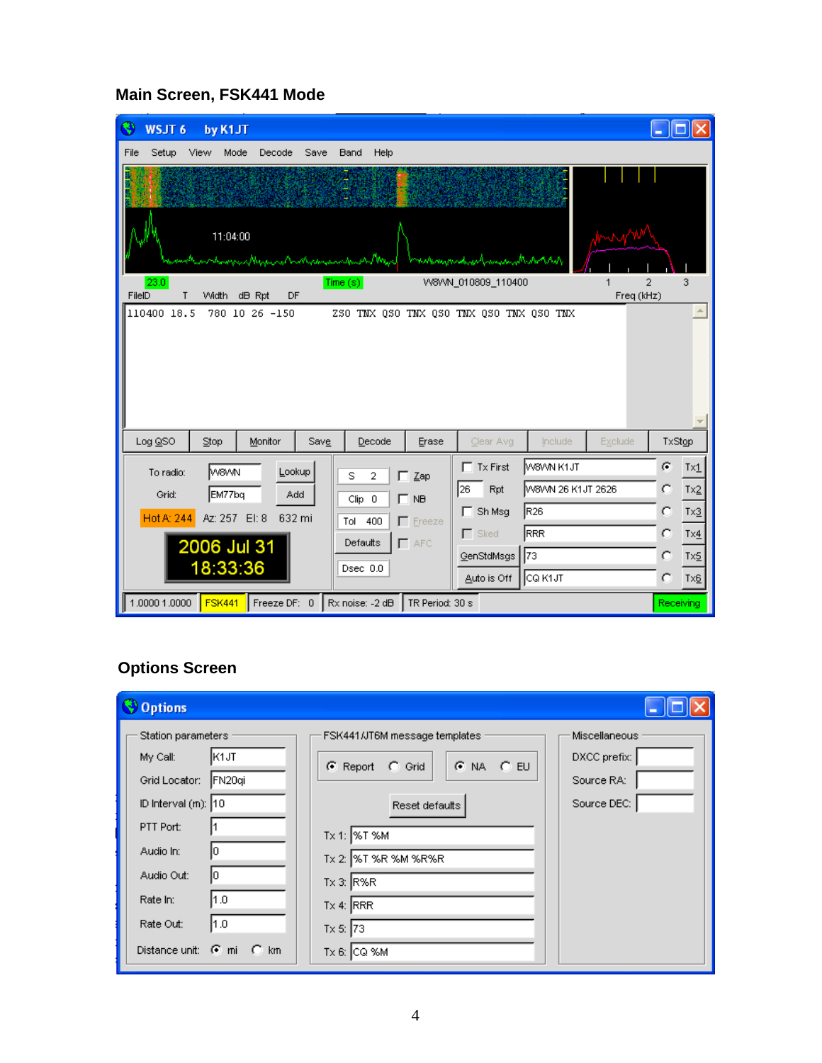## Main Screen, FSK441 Mode

## Options Screen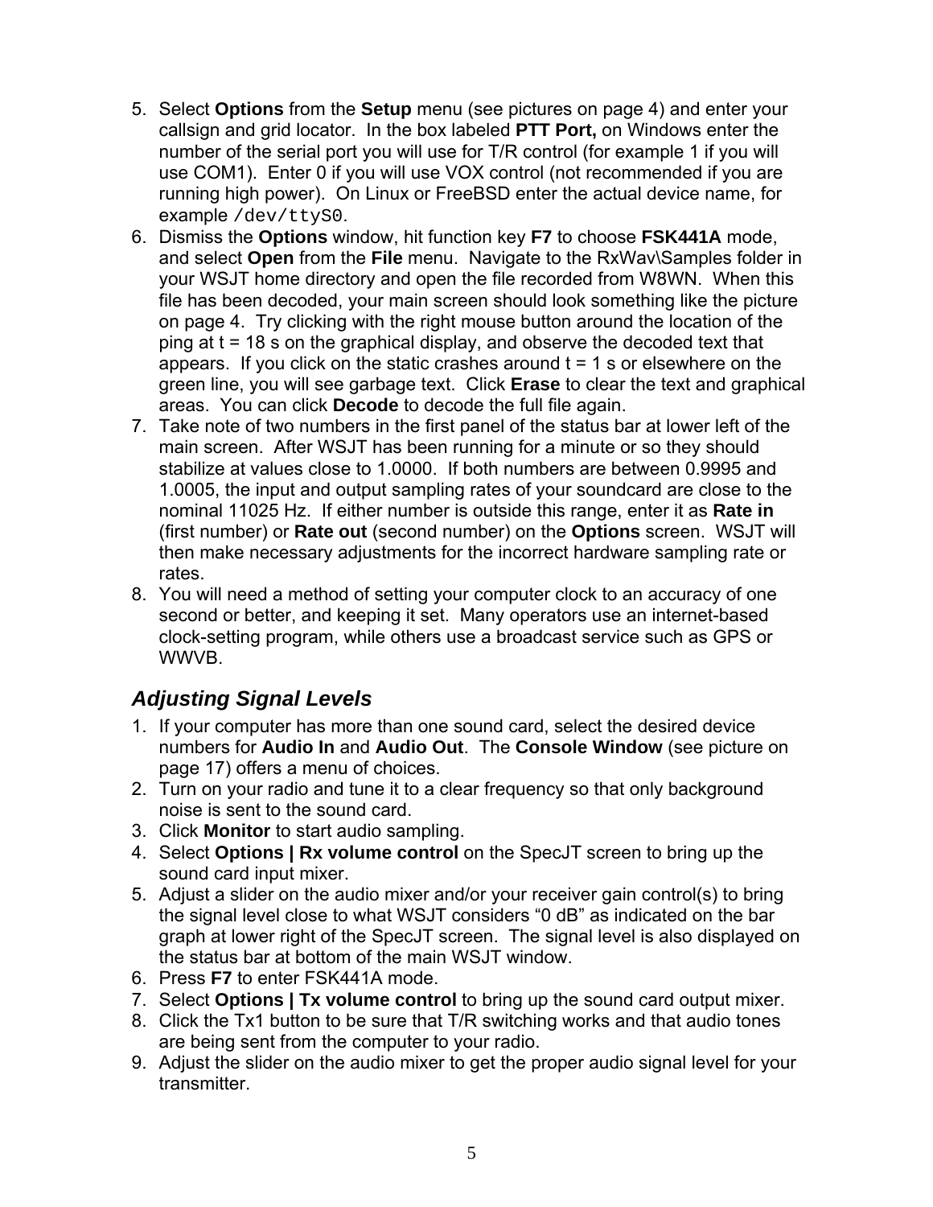5. Select **Options** from the **Setup** menu (see pictures on page 4) and enter your callsign and grid locator. In the box labeled **PTT Port,** on Windows enter the number of the serial port you will use for T/R control (for example 1 if you will use COM1). Enter 0 if you will use VOX control (not recommended if you are running high power). On Linux or FreeBSD enter the actual device name, for example `/dev/ttyS0`.
6. Dismiss the **Options** window, hit function key **F7** to choose **FSK441A** mode, and select **Open** from the **File** menu. Navigate to the RxWav\Samples folder in your WSJT home directory and open the file recorded from W8WN. When this file has been decoded, your main screen should look something like the picture on page 4. Try clicking with the right mouse button around the location of the ping at t = 18 s on the graphical display, and observe the decoded text that appears. If you click on the static crashes around t = 1 s or elsewhere on the green line, you will see garbage text. Click **Erase** to clear the text and graphical areas. You can click **Decode** to decode the full file again.
7. Take note of two numbers in the first panel of the status bar at lower left of the main screen. After WSJT has been running for a minute or so they should stabilize at values close to 1.0000. If both numbers are between 0.9995 and 1.0005, the input and output sampling rates of your soundcard are close to the nominal 11025 Hz. If either number is outside this range, enter it as **Rate in** (first number) or **Rate out** (second number) on the **Options** screen. WSJT will then make necessary adjustments for the incorrect hardware sampling rate or rates.
8. You will need a method of setting your computer clock to an accuracy of one second or better, and keeping it set. Many operators use an internet-based clock-setting program, while others use a broadcast service such as GPS or WWVB.

## *Adjusting Signal Levels*

1. If your computer has more than one sound card, select the desired device numbers for **Audio In** and **Audio Out**. The **Console Window** (see picture on page 17) offers a menu of choices.
2. Turn on your radio and tune it to a clear frequency so that only background noise is sent to the sound card.
3. Click **Monitor** to start audio sampling.
4. Select **Options | Rx volume control** on the SpecJT screen to bring up the sound card input mixer.
5. Adjust a slider on the audio mixer and/or your receiver gain control(s) to bring the signal level close to what WSJT considers "0 dB" as indicated on the bar graph at lower right of the SpecJT screen. The signal level is also displayed on the status bar at bottom of the main WSJT window.
6. Press **F7** to enter FSK441A mode.
7. Select **Options | Tx volume control** to bring up the sound card output mixer.
8. Click the Tx1 button to be sure that T/R switching works and that audio tones are being sent from the computer to your radio.
9. Adjust the slider on the audio mixer to get the proper audio signal level for your transmitter.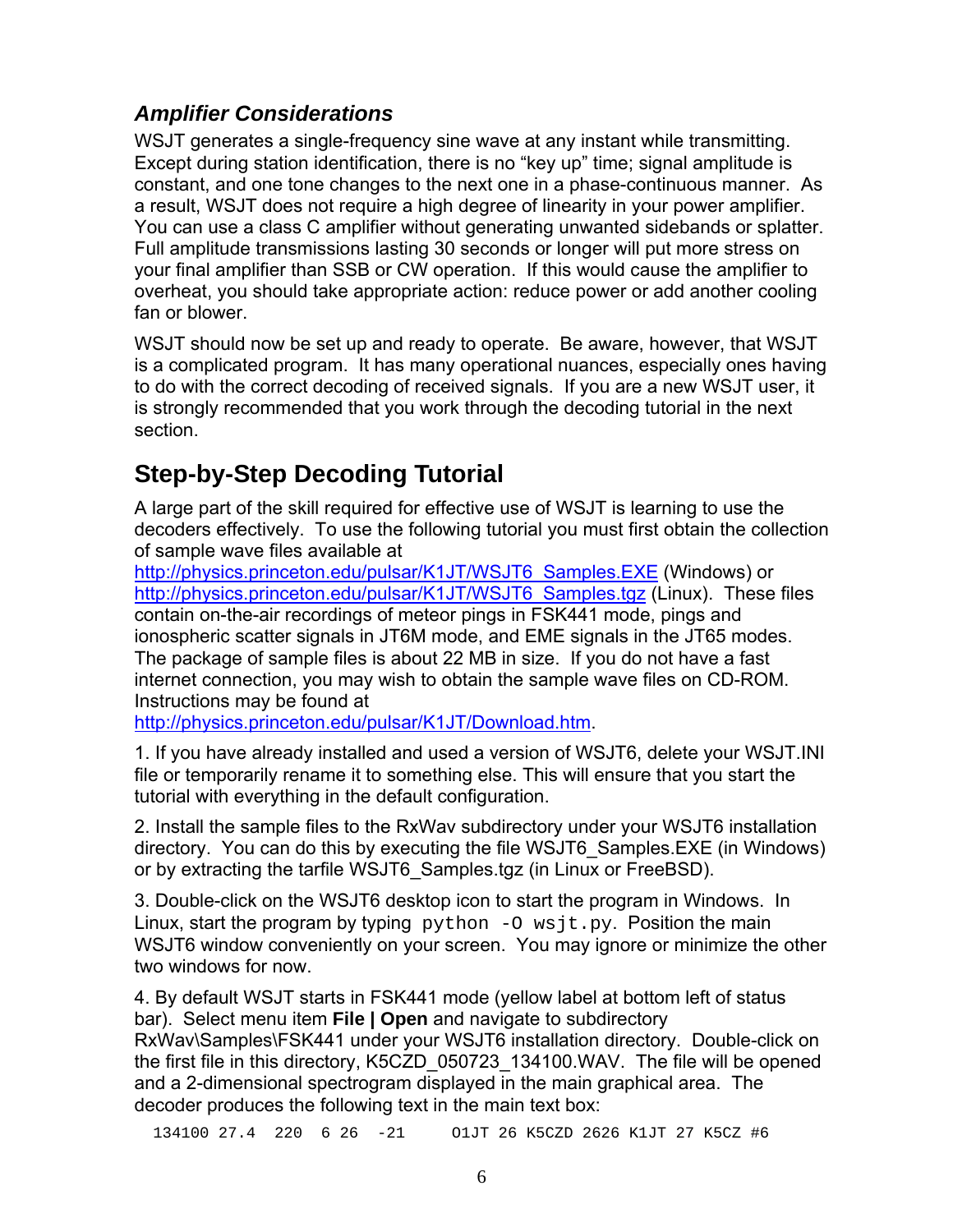### *Amplifier Considerations*

WSJT generates a single-frequency sine wave at any instant while transmitting. Except during station identification, there is no “key up” time; signal amplitude is constant, and one tone changes to the next one in a phase-continuous manner. As a result, WSJT does not require a high degree of linearity in your power amplifier. You can use a class C amplifier without generating unwanted sidebands or splatter. Full amplitude transmissions lasting 30 seconds or longer will put more stress on your final amplifier than SSB or CW operation. If this would cause the amplifier to overheat, you should take appropriate action: reduce power or add another cooling fan or blower.

WSJT should now be set up and ready to operate. Be aware, however, that WSJT is a complicated program. It has many operational nuances, especially ones having to do with the correct decoding of received signals. If you are a new WSJT user, it is strongly recommended that you work through the decoding tutorial in the next section.

## Step-by-Step Decoding Tutorial

A large part of the skill required for effective use of WSJT is learning to use the decoders effectively. To use the following tutorial you must first obtain the collection of sample wave files available at http://physics.princeton.edu/pulsar/K1JT/WSJT6_Samples.EXE (Windows) or http://physics.princeton.edu/pulsar/K1JT/WSJT6_Samples.tgz (Linux). These files contain on-the-air recordings of meteor pings in FSK441 mode, pings and ionospheric scatter signals in JT6M mode, and EME signals in the JT65 modes. The package of sample files is about 22 MB in size. If you do not have a fast internet connection, you may wish to obtain the sample wave files on CD-ROM. Instructions may be found at http://physics.princeton.edu/pulsar/K1JT/Download.htm.

1. If you have already installed and used a version of WSJT6, delete your WSJT.INI file or temporarily rename it to something else. This will ensure that you start the tutorial with everything in the default configuration.

2. Install the sample files to the RxWav subdirectory under your WSJT6 installation directory. You can do this by executing the file WSJT6_Samples.EXE (in Windows) or by extracting the tarfile WSJT6_Samples.tgz (in Linux or FreeBSD).

3. Double-click on the WSJT6 desktop icon to start the program in Windows. In Linux, start the program by typing `python -O wsjt.py`. Position the main WSJT6 window conveniently on your screen. You may ignore or minimize the other two windows for now.

4. By default WSJT starts in FSK441 mode (yellow label at bottom left of status bar). Select menu item **File | Open** and navigate to subdirectory RxWav\Samples\FSK441 under your WSJT6 installation directory. Double-click on the first file in this directory, K5CZD_050723_134100.WAV. The file will be opened and a 2-dimensional spectrogram displayed in the main graphical area. The decoder produces the following text in the main text box:

```
134100 27.4  220  6 26  -21     O1JT 26 K5CZD 2626 K1JT 27 K5CZ #6
```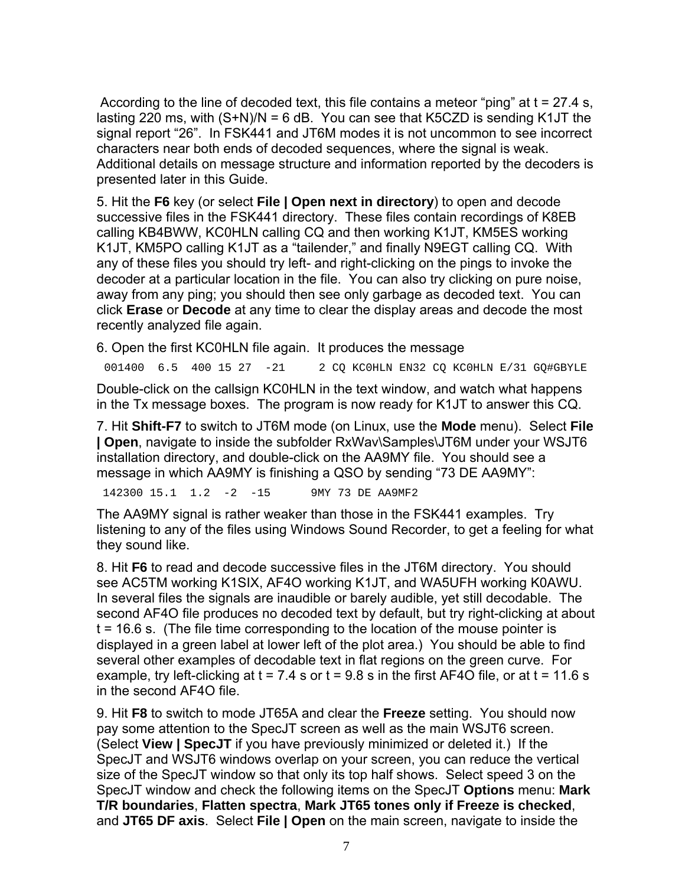According to the line of decoded text, this file contains a meteor "ping" at t = 27.4 s, lasting 220 ms, with (S+N)/N = 6 dB. You can see that K5CZD is sending K1JT the signal report "26". In FSK441 and JT6M modes it is not uncommon to see incorrect characters near both ends of decoded sequences, where the signal is weak. Additional details on message structure and information reported by the decoders is presented later in this Guide.

5. Hit the **F6** key (or select **File | Open next in directory**) to open and decode successive files in the FSK441 directory. These files contain recordings of K8EB calling KB4BWW, KC0HLN calling CQ and then working K1JT, KM5ES working K1JT, KM5PO calling K1JT as a "tailender," and finally N9EGT calling CQ. With any of these files you should try left- and right-clicking on the pings to invoke the decoder at a particular location in the file. You can also try clicking on pure noise, away from any ping; you should then see only garbage as decoded text. You can click **Erase** or **Decode** at any time to clear the display areas and decode the most recently analyzed file again.

6. Open the first KC0HLN file again. It produces the message

```
001400  6.5  400 15 27  -21     2 CQ KC0HLN EN32 CQ KC0HLN E/31 GQ#GBYLE
```

Double-click on the callsign KC0HLN in the text window, and watch what happens in the Tx message boxes. The program is now ready for K1JT to answer this CQ.

7. Hit **Shift-F7** to switch to JT6M mode (on Linux, use the **Mode** menu). Select **File | Open**, navigate to inside the subfolder RxWav\Samples\JT6M under your WSJT6 installation directory, and double-click on the AA9MY file. You should see a message in which AA9MY is finishing a QSO by sending "73 DE AA9MY":

```
142300 15.1  1.2  -2  -15      9MY 73 DE AA9MF2
```

The AA9MY signal is rather weaker than those in the FSK441 examples. Try listening to any of the files using Windows Sound Recorder, to get a feeling for what they sound like.

8. Hit **F6** to read and decode successive files in the JT6M directory. You should see AC5TM working K1SIX, AF4O working K1JT, and WA5UFH working K0AWU. In several files the signals are inaudible or barely audible, yet still decodable. The second AF4O file produces no decoded text by default, but try right-clicking at about t = 16.6 s. (The file time corresponding to the location of the mouse pointer is displayed in a green label at lower left of the plot area.) You should be able to find several other examples of decodable text in flat regions on the green curve. For example, try left-clicking at t = 7.4 s or t = 9.8 s in the first AF4O file, or at t = 11.6 s in the second AF4O file.

9. Hit **F8** to switch to mode JT65A and clear the **Freeze** setting. You should now pay some attention to the SpecJT screen as well as the main WSJT6 screen. (Select **View | SpecJT** if you have previously minimized or deleted it.) If the SpecJT and WSJT6 windows overlap on your screen, you can reduce the vertical size of the SpecJT window so that only its top half shows. Select speed 3 on the SpecJT window and check the following items on the SpecJT **Options** menu: **Mark T/R boundaries**, **Flatten spectra**, **Mark JT65 tones only if Freeze is checked**, and **JT65 DF axis**. Select **File | Open** on the main screen, navigate to inside the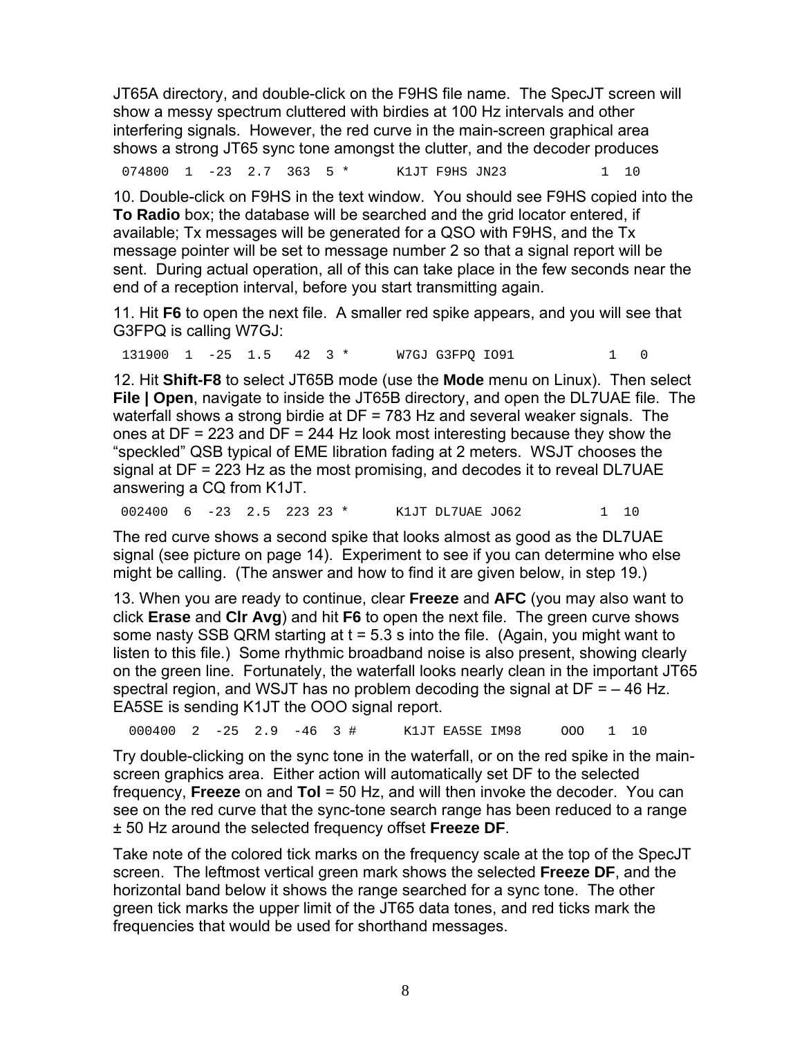JT65A directory, and double-click on the F9HS file name. The SpecJT screen will show a messy spectrum cluttered with birdies at 100 Hz intervals and other interfering signals. However, the red curve in the main-screen graphical area shows a strong JT65 sync tone amongst the clutter, and the decoder produces

```
 074800  1  -23  2.7  363  5 *      K1JT F9HS JN23           1  10
```

10. Double-click on F9HS in the text window. You should see F9HS copied into the **To Radio** box; the database will be searched and the grid locator entered, if available; Tx messages will be generated for a QSO with F9HS, and the Tx message pointer will be set to message number 2 so that a signal report will be sent. During actual operation, all of this can take place in the few seconds near the end of a reception interval, before you start transmitting again.

11. Hit **F6** to open the next file. A smaller red spike appears, and you will see that G3FPQ is calling W7GJ:

```
 131900  1  -25  1.5   42  3 *      W7GJ G3FPQ IO91           1   0
```

12. Hit **Shift-F8** to select JT65B mode (use the **Mode** menu on Linux). Then select **File | Open**, navigate to inside the JT65B directory, and open the DL7UAE file. The waterfall shows a strong birdie at DF = 783 Hz and several weaker signals. The ones at DF = 223 and DF = 244 Hz look most interesting because they show the "speckled" QSB typical of EME libration fading at 2 meters. WSJT chooses the signal at DF = 223 Hz as the most promising, and decodes it to reveal DL7UAE answering a CQ from K1JT.

```
 002400  6  -23  2.5  223 23 *      K1JT DL7UAE JO62         1  10
```

The red curve shows a second spike that looks almost as good as the DL7UAE signal (see picture on page 14). Experiment to see if you can determine who else might be calling. (The answer and how to find it are given below, in step 19.)

13. When you are ready to continue, clear **Freeze** and **AFC** (you may also want to click **Erase** and **Clr Avg**) and hit **F6** to open the next file. The green curve shows some nasty SSB QRM starting at t = 5.3 s into the file. (Again, you might want to listen to this file.) Some rhythmic broadband noise is also present, showing clearly on the green line. Fortunately, the waterfall looks nearly clean in the important JT65 spectral region, and WSJT has no problem decoding the signal at DF = – 46 Hz. EA5SE is sending K1JT the OOO signal report.

```
  000400  2  -25  2.9  -46  3 #      K1JT EA5SE IM98     OOO   1  10
```

Try double-clicking on the sync tone in the waterfall, or on the red spike in the main-screen graphics area. Either action will automatically set DF to the selected frequency, **Freeze** on and **Tol** = 50 Hz, and will then invoke the decoder. You can see on the red curve that the sync-tone search range has been reduced to a range ± 50 Hz around the selected frequency offset **Freeze DF**.

Take note of the colored tick marks on the frequency scale at the top of the SpecJT screen. The leftmost vertical green mark shows the selected **Freeze DF**, and the horizontal band below it shows the range searched for a sync tone. The other green tick marks the upper limit of the JT65 data tones, and red ticks mark the frequencies that would be used for shorthand messages.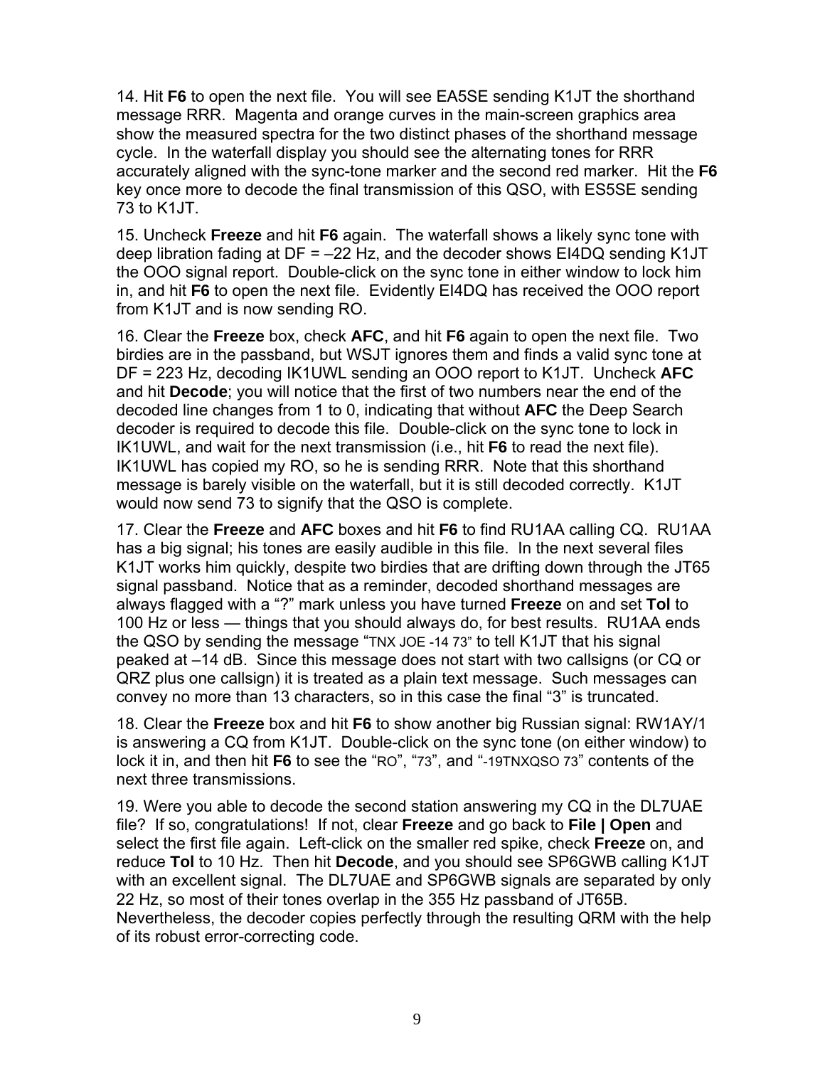14. Hit **F6** to open the next file. You will see EA5SE sending K1JT the shorthand message RRR. Magenta and orange curves in the main-screen graphics area show the measured spectra for the two distinct phases of the shorthand message cycle. In the waterfall display you should see the alternating tones for RRR accurately aligned with the sync-tone marker and the second red marker. Hit the **F6** key once more to decode the final transmission of this QSO, with ES5SE sending 73 to K1JT.

15. Uncheck **Freeze** and hit **F6** again. The waterfall shows a likely sync tone with deep libration fading at DF = –22 Hz, and the decoder shows EI4DQ sending K1JT the OOO signal report. Double-click on the sync tone in either window to lock him in, and hit **F6** to open the next file. Evidently EI4DQ has received the OOO report from K1JT and is now sending RO.

16. Clear the **Freeze** box, check **AFC**, and hit **F6** again to open the next file. Two birdies are in the passband, but WSJT ignores them and finds a valid sync tone at DF = 223 Hz, decoding IK1UWL sending an OOO report to K1JT. Uncheck **AFC** and hit **Decode**; you will notice that the first of two numbers near the end of the decoded line changes from 1 to 0, indicating that without **AFC** the Deep Search decoder is required to decode this file. Double-click on the sync tone to lock in IK1UWL, and wait for the next transmission (i.e., hit **F6** to read the next file). IK1UWL has copied my RO, so he is sending RRR. Note that this shorthand message is barely visible on the waterfall, but it is still decoded correctly. K1JT would now send 73 to signify that the QSO is complete.

17. Clear the **Freeze** and **AFC** boxes and hit **F6** to find RU1AA calling CQ. RU1AA has a big signal; his tones are easily audible in this file. In the next several files K1JT works him quickly, despite two birdies that are drifting down through the JT65 signal passband. Notice that as a reminder, decoded shorthand messages are always flagged with a "?" mark unless you have turned **Freeze** on and set **Tol** to 100 Hz or less — things that you should always do, for best results. RU1AA ends the QSO by sending the message "TNX JOE -14 73" to tell K1JT that his signal peaked at –14 dB. Since this message does not start with two callsigns (or CQ or QRZ plus one callsign) it is treated as a plain text message. Such messages can convey no more than 13 characters, so in this case the final "3" is truncated.

18. Clear the **Freeze** box and hit **F6** to show another big Russian signal: RW1AY/1 is answering a CQ from K1JT. Double-click on the sync tone (on either window) to lock it in, and then hit **F6** to see the "RO", "73", and "-19TNXQSO 73" contents of the next three transmissions.

19. Were you able to decode the second station answering my CQ in the DL7UAE file? If so, congratulations! If not, clear **Freeze** and go back to **File | Open** and select the first file again. Left-click on the smaller red spike, check **Freeze** on, and reduce **Tol** to 10 Hz. Then hit **Decode**, and you should see SP6GWB calling K1JT with an excellent signal. The DL7UAE and SP6GWB signals are separated by only 22 Hz, so most of their tones overlap in the 355 Hz passband of JT65B. Nevertheless, the decoder copies perfectly through the resulting QRM with the help of its robust error-correcting code.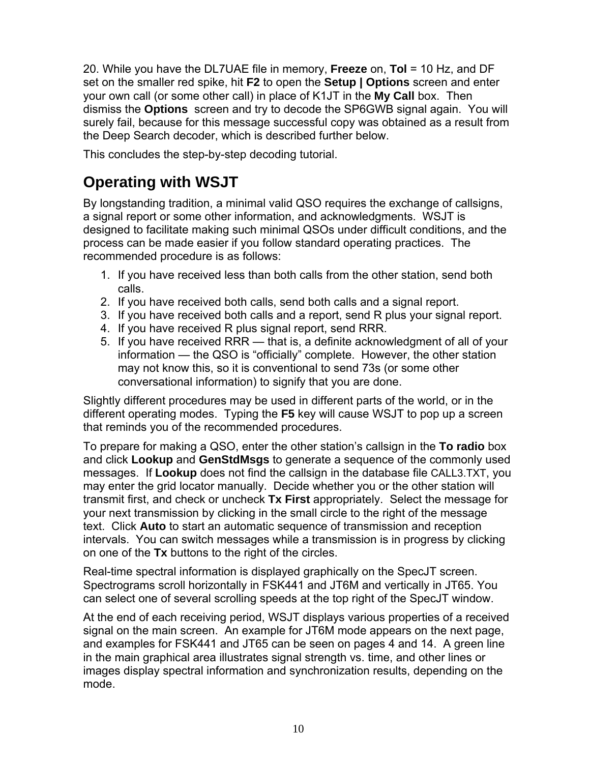20. While you have the DL7UAE file in memory, **Freeze** on, **Tol** = 10 Hz, and DF set on the smaller red spike, hit **F2** to open the **Setup | Options** screen and enter your own call (or some other call) in place of K1JT in the **My Call** box. Then dismiss the **Options** screen and try to decode the SP6GWB signal again. You will surely fail, because for this message successful copy was obtained as a result from the Deep Search decoder, which is described further below.

This concludes the step-by-step decoding tutorial.

## Operating with WSJT

By longstanding tradition, a minimal valid QSO requires the exchange of callsigns, a signal report or some other information, and acknowledgments. WSJT is designed to facilitate making such minimal QSOs under difficult conditions, and the process can be made easier if you follow standard operating practices. The recommended procedure is as follows:

1. If you have received less than both calls from the other station, send both calls.
2. If you have received both calls, send both calls and a signal report.
3. If you have received both calls and a report, send R plus your signal report.
4. If you have received R plus signal report, send RRR.
5. If you have received RRR — that is, a definite acknowledgment of all of your information — the QSO is "officially" complete. However, the other station may not know this, so it is conventional to send 73s (or some other conversational information) to signify that you are done.

Slightly different procedures may be used in different parts of the world, or in the different operating modes. Typing the **F5** key will cause WSJT to pop up a screen that reminds you of the recommended procedures.

To prepare for making a QSO, enter the other station's callsign in the **To radio** box and click **Lookup** and **GenStdMsgs** to generate a sequence of the commonly used messages. If **Lookup** does not find the callsign in the database file CALL3.TXT, you may enter the grid locator manually. Decide whether you or the other station will transmit first, and check or uncheck **Tx First** appropriately. Select the message for your next transmission by clicking in the small circle to the right of the message text. Click **Auto** to start an automatic sequence of transmission and reception intervals. You can switch messages while a transmission is in progress by clicking on one of the **Tx** buttons to the right of the circles.

Real-time spectral information is displayed graphically on the SpecJT screen. Spectrograms scroll horizontally in FSK441 and JT6M and vertically in JT65. You can select one of several scrolling speeds at the top right of the SpecJT window.

At the end of each receiving period, WSJT displays various properties of a received signal on the main screen. An example for JT6M mode appears on the next page, and examples for FSK441 and JT65 can be seen on pages 4 and 14. A green line in the main graphical area illustrates signal strength vs. time, and other lines or images display spectral information and synchronization results, depending on the mode.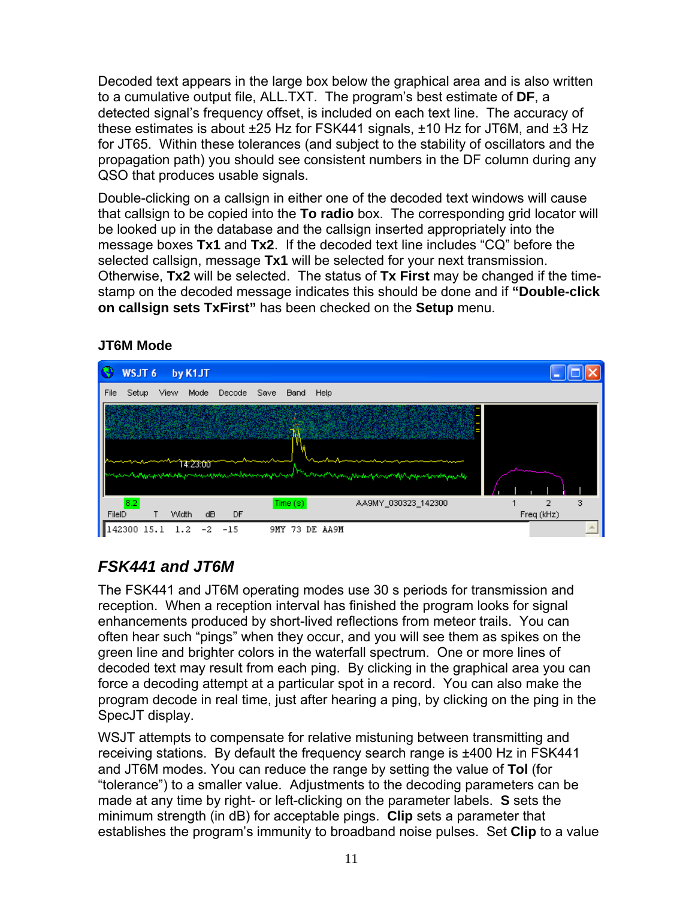Decoded text appears in the large box below the graphical area and is also written to a cumulative output file, ALL.TXT. The program's best estimate of **DF**, a detected signal's frequency offset, is included on each text line. The accuracy of these estimates is about ±25 Hz for FSK441 signals, ±10 Hz for JT6M, and ±3 Hz for JT65. Within these tolerances (and subject to the stability of oscillators and the propagation path) you should see consistent numbers in the DF column during any QSO that produces usable signals.

Double-clicking on a callsign in either one of the decoded text windows will cause that callsign to be copied into the **To radio** box. The corresponding grid locator will be looked up in the database and the callsign inserted appropriately into the message boxes **Tx1** and **Tx2**. If the decoded text line includes "CQ" before the selected callsign, message **Tx1** will be selected for your next transmission. Otherwise, **Tx2** will be selected. The status of **Tx First** may be changed if the time-stamp on the decoded message indicates this should be done and if **"Double-click on callsign sets TxFirst"** has been checked on the **Setup** menu.

**JT6M Mode**

## *FSK441 and JT6M*

The FSK441 and JT6M operating modes use 30 s periods for transmission and reception. When a reception interval has finished the program looks for signal enhancements produced by short-lived reflections from meteor trails. You can often hear such "pings" when they occur, and you will see them as spikes on the green line and brighter colors in the waterfall spectrum. One or more lines of decoded text may result from each ping. By clicking in the graphical area you can force a decoding attempt at a particular spot in a record. You can also make the program decode in real time, just after hearing a ping, by clicking on the ping in the SpecJT display.

WSJT attempts to compensate for relative mistuning between transmitting and receiving stations. By default the frequency search range is ±400 Hz in FSK441 and JT6M modes. You can reduce the range by setting the value of **Tol** (for "tolerance") to a smaller value. Adjustments to the decoding parameters can be made at any time by right- or left-clicking on the parameter labels. **S** sets the minimum strength (in dB) for acceptable pings. **Clip** sets a parameter that establishes the program's immunity to broadband noise pulses. Set **Clip** to a value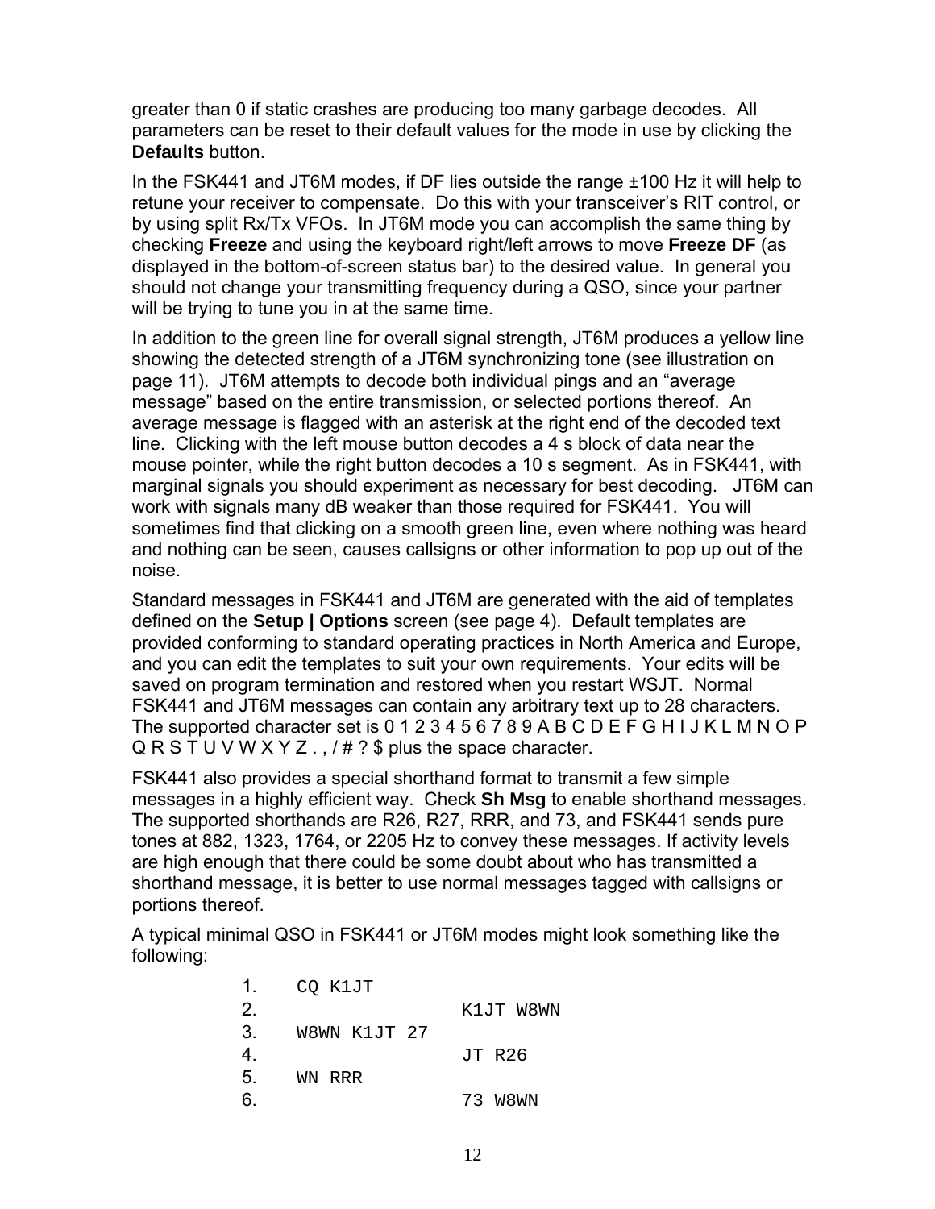greater than 0 if static crashes are producing too many garbage decodes. All parameters can be reset to their default values for the mode in use by clicking the **Defaults** button.

In the FSK441 and JT6M modes, if DF lies outside the range ±100 Hz it will help to retune your receiver to compensate. Do this with your transceiver's RIT control, or by using split Rx/Tx VFOs. In JT6M mode you can accomplish the same thing by checking **Freeze** and using the keyboard right/left arrows to move **Freeze DF** (as displayed in the bottom-of-screen status bar) to the desired value. In general you should not change your transmitting frequency during a QSO, since your partner will be trying to tune you in at the same time.

In addition to the green line for overall signal strength, JT6M produces a yellow line showing the detected strength of a JT6M synchronizing tone (see illustration on page 11). JT6M attempts to decode both individual pings and an "average message" based on the entire transmission, or selected portions thereof. An average message is flagged with an asterisk at the right end of the decoded text line. Clicking with the left mouse button decodes a 4 s block of data near the mouse pointer, while the right button decodes a 10 s segment. As in FSK441, with marginal signals you should experiment as necessary for best decoding. JT6M can work with signals many dB weaker than those required for FSK441. You will sometimes find that clicking on a smooth green line, even where nothing was heard and nothing can be seen, causes callsigns or other information to pop up out of the noise.

Standard messages in FSK441 and JT6M are generated with the aid of templates defined on the **Setup | Options** screen (see page 4). Default templates are provided conforming to standard operating practices in North America and Europe, and you can edit the templates to suit your own requirements. Your edits will be saved on program termination and restored when you restart WSJT. Normal FSK441 and JT6M messages can contain any arbitrary text up to 28 characters. The supported character set is 0 1 2 3 4 5 6 7 8 9 A B C D E F G H I J K L M N O P Q R S T U V W X Y Z . , / # ? $ plus the space character.

FSK441 also provides a special shorthand format to transmit a few simple messages in a highly efficient way. Check **Sh Msg** to enable shorthand messages. The supported shorthands are R26, R27, RRR, and 73, and FSK441 sends pure tones at 882, 1323, 1764, or 2205 Hz to convey these messages. If activity levels are high enough that there could be some doubt about who has transmitted a shorthand message, it is better to use normal messages tagged with callsigns or portions thereof.

A typical minimal QSO in FSK441 or JT6M modes might look something like the following:

```
1.   CQ K1JT
2.                  K1JT W8WN
3.   W8WN K1JT 27
4.                  JT R26
5.   WN RRR
6.                  73 W8WN
```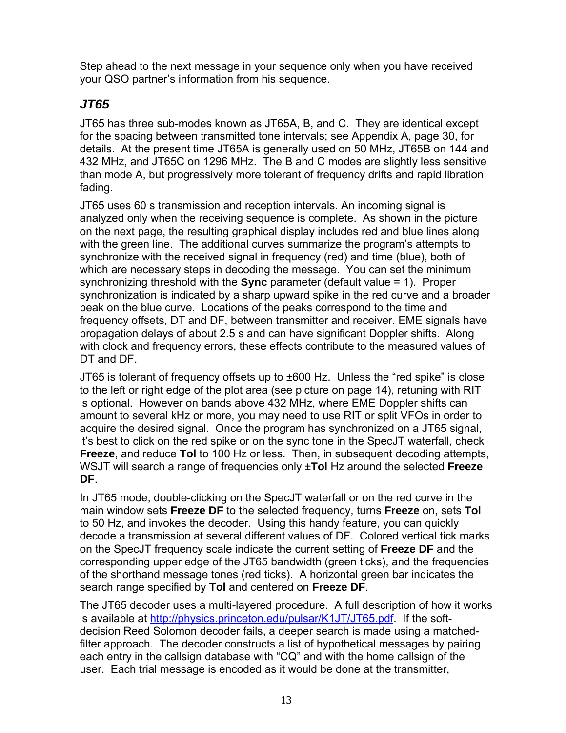Step ahead to the next message in your sequence only when you have received your QSO partner's information from his sequence.

### *JT65*

JT65 has three sub-modes known as JT65A, B, and C. They are identical except for the spacing between transmitted tone intervals; see Appendix A, page 30, for details. At the present time JT65A is generally used on 50 MHz, JT65B on 144 and 432 MHz, and JT65C on 1296 MHz. The B and C modes are slightly less sensitive than mode A, but progressively more tolerant of frequency drifts and rapid libration fading.

JT65 uses 60 s transmission and reception intervals. An incoming signal is analyzed only when the receiving sequence is complete. As shown in the picture on the next page, the resulting graphical display includes red and blue lines along with the green line. The additional curves summarize the program's attempts to synchronize with the received signal in frequency (red) and time (blue), both of which are necessary steps in decoding the message. You can set the minimum synchronizing threshold with the **Sync** parameter (default value = 1). Proper synchronization is indicated by a sharp upward spike in the red curve and a broader peak on the blue curve. Locations of the peaks correspond to the time and frequency offsets, DT and DF, between transmitter and receiver. EME signals have propagation delays of about 2.5 s and can have significant Doppler shifts. Along with clock and frequency errors, these effects contribute to the measured values of DT and DF.

JT65 is tolerant of frequency offsets up to ±600 Hz. Unless the "red spike" is close to the left or right edge of the plot area (see picture on page 14), retuning with RIT is optional. However on bands above 432 MHz, where EME Doppler shifts can amount to several kHz or more, you may need to use RIT or split VFOs in order to acquire the desired signal. Once the program has synchronized on a JT65 signal, it's best to click on the red spike or on the sync tone in the SpecJT waterfall, check **Freeze**, and reduce **Tol** to 100 Hz or less. Then, in subsequent decoding attempts, WSJT will search a range of frequencies only ±**Tol** Hz around the selected **Freeze DF**.

In JT65 mode, double-clicking on the SpecJT waterfall or on the red curve in the main window sets **Freeze DF** to the selected frequency, turns **Freeze** on, sets **Tol** to 50 Hz, and invokes the decoder. Using this handy feature, you can quickly decode a transmission at several different values of DF. Colored vertical tick marks on the SpecJT frequency scale indicate the current setting of **Freeze DF** and the corresponding upper edge of the JT65 bandwidth (green ticks), and the frequencies of the shorthand message tones (red ticks). A horizontal green bar indicates the search range specified by **Tol** and centered on **Freeze DF**.

The JT65 decoder uses a multi-layered procedure. A full description of how it works is available at http://physics.princeton.edu/pulsar/K1JT/JT65.pdf. If the soft-decision Reed Solomon decoder fails, a deeper search is made using a matched-filter approach. The decoder constructs a list of hypothetical messages by pairing each entry in the callsign database with "CQ" and with the home callsign of the user. Each trial message is encoded as it would be done at the transmitter,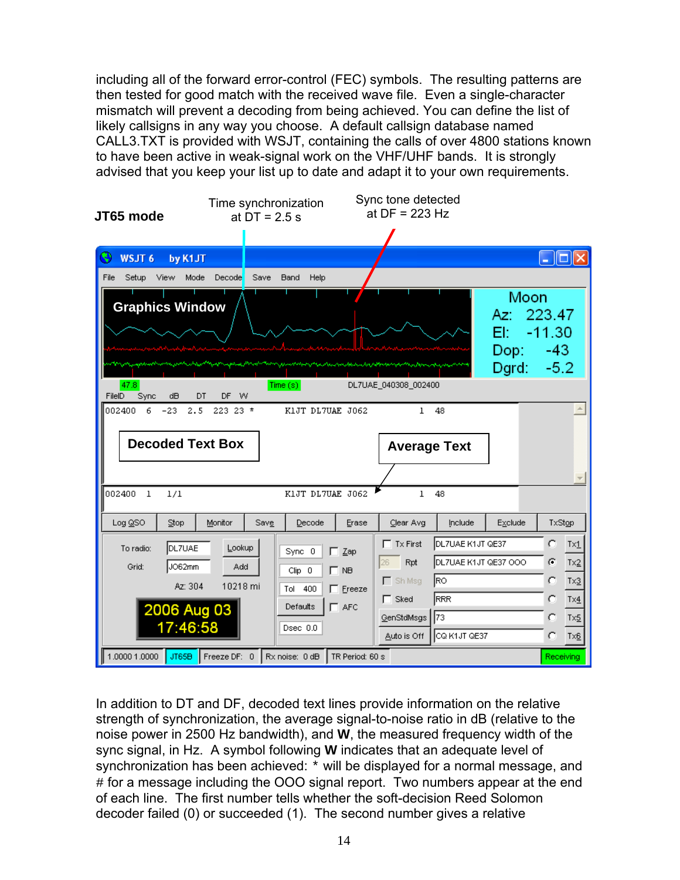including all of the forward error-control (FEC) symbols. The resulting patterns are then tested for good match with the received wave file. Even a single-character mismatch will prevent a decoding from being achieved. You can define the list of likely callsigns in any way you choose. A default callsign database named CALL3.TXT is provided with WSJT, containing the calls of over 4800 stations known to have been active in weak-signal work on the VHF/UHF bands. It is strongly advised that you keep your list up to date and adapt it to your own requirements.

**JT65 mode**

Time synchronization at DT = 2.5 s

Sync tone detected at DF = 223 Hz

In addition to DT and DF, decoded text lines provide information on the relative strength of synchronization, the average signal-to-noise ratio in dB (relative to the noise power in 2500 Hz bandwidth), and **W**, the measured frequency width of the sync signal, in Hz. A symbol following **W** indicates that an adequate level of synchronization has been achieved: * will be displayed for a normal message, and # for a message including the OOO signal report. Two numbers appear at the end of each line. The first number tells whether the soft-decision Reed Solomon decoder failed (0) or succeeded (1). The second number gives a relative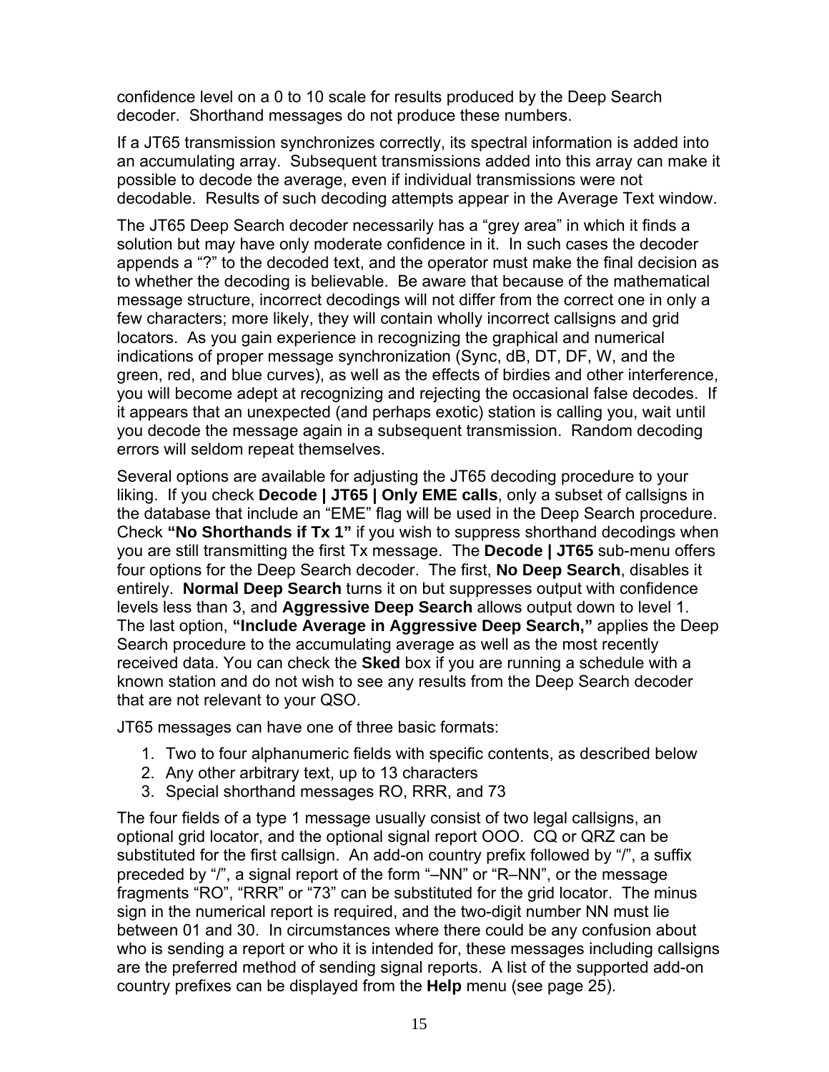confidence level on a 0 to 10 scale for results produced by the Deep Search decoder. Shorthand messages do not produce these numbers.

If a JT65 transmission synchronizes correctly, its spectral information is added into an accumulating array. Subsequent transmissions added into this array can make it possible to decode the average, even if individual transmissions were not decodable. Results of such decoding attempts appear in the Average Text window.

The JT65 Deep Search decoder necessarily has a "grey area" in which it finds a solution but may have only moderate confidence in it. In such cases the decoder appends a "?" to the decoded text, and the operator must make the final decision as to whether the decoding is believable. Be aware that because of the mathematical message structure, incorrect decodings will not differ from the correct one in only a few characters; more likely, they will contain wholly incorrect callsigns and grid locators. As you gain experience in recognizing the graphical and numerical indications of proper message synchronization (Sync, dB, DT, DF, W, and the green, red, and blue curves), as well as the effects of birdies and other interference, you will become adept at recognizing and rejecting the occasional false decodes. If it appears that an unexpected (and perhaps exotic) station is calling you, wait until you decode the message again in a subsequent transmission. Random decoding errors will seldom repeat themselves.

Several options are available for adjusting the JT65 decoding procedure to your liking. If you check **Decode | JT65 | Only EME calls**, only a subset of callsigns in the database that include an "EME" flag will be used in the Deep Search procedure. Check **"No Shorthands if Tx 1"** if you wish to suppress shorthand decodings when you are still transmitting the first Tx message. The **Decode | JT65** sub-menu offers four options for the Deep Search decoder. The first, **No Deep Search**, disables it entirely. **Normal Deep Search** turns it on but suppresses output with confidence levels less than 3, and **Aggressive Deep Search** allows output down to level 1. The last option, **"Include Average in Aggressive Deep Search,"** applies the Deep Search procedure to the accumulating average as well as the most recently received data. You can check the **Sked** box if you are running a schedule with a known station and do not wish to see any results from the Deep Search decoder that are not relevant to your QSO.

JT65 messages can have one of three basic formats:

1. Two to four alphanumeric fields with specific contents, as described below
2. Any other arbitrary text, up to 13 characters
3. Special shorthand messages RO, RRR, and 73

The four fields of a type 1 message usually consist of two legal callsigns, an optional grid locator, and the optional signal report OOO. CQ or QRZ can be substituted for the first callsign. An add-on country prefix followed by "/", a suffix preceded by "/", a signal report of the form "–NN" or "R–NN", or the message fragments "RO", "RRR" or "73" can be substituted for the grid locator. The minus sign in the numerical report is required, and the two-digit number NN must lie between 01 and 30. In circumstances where there could be any confusion about who is sending a report or who it is intended for, these messages including callsigns are the preferred method of sending signal reports. A list of the supported add-on country prefixes can be displayed from the **Help** menu (see page 25).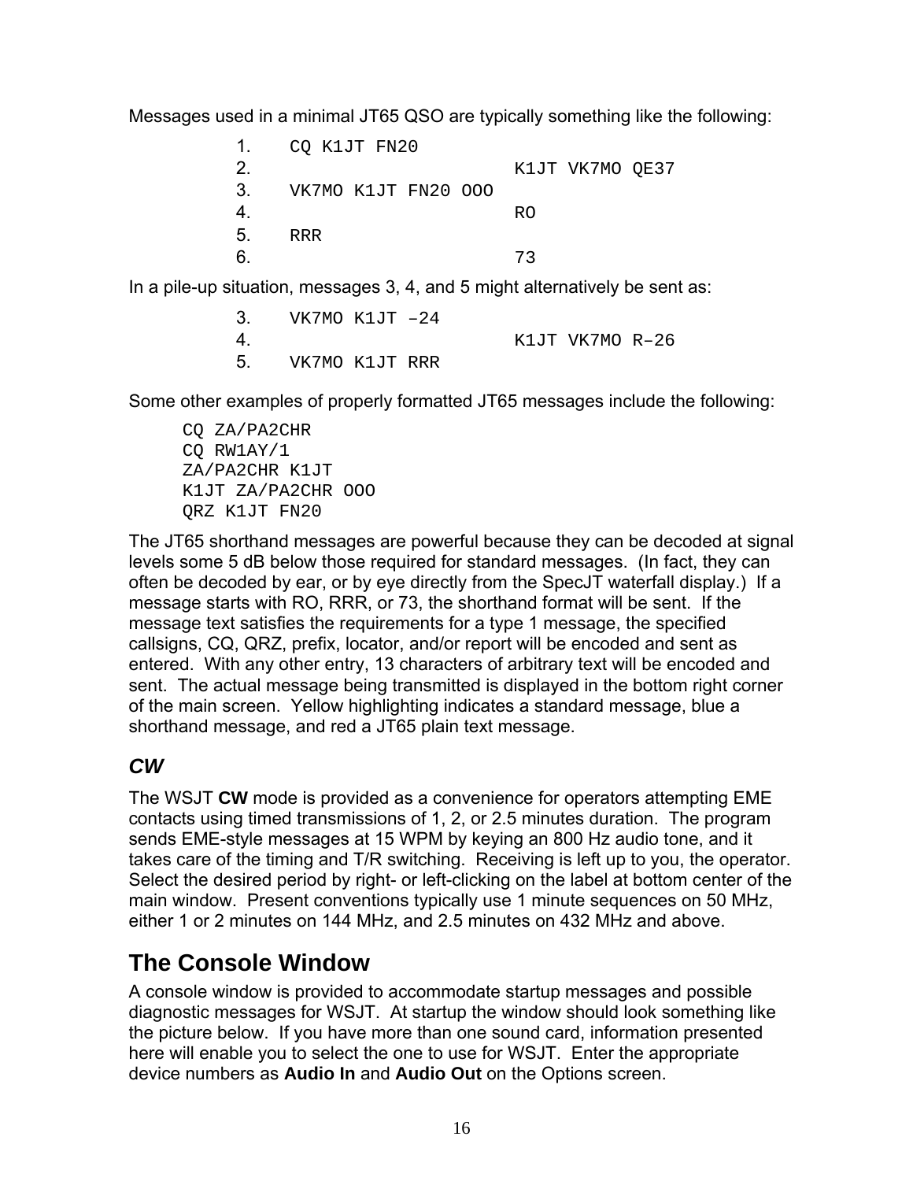Messages used in a minimal JT65 QSO are typically something like the following:

```
1.    CQ K1JT FN20
2.                         K1JT VK7MO QE37
3.    VK7MO K1JT FN20 OOO
4.                         RO
5.    RRR
6.                         73
```

In a pile-up situation, messages 3, 4, and 5 might alternatively be sent as:

```
3.    VK7MO K1JT –24
4.                         K1JT VK7MO R–26
5.    VK7MO K1JT RRR
```

Some other examples of properly formatted JT65 messages include the following:

```
CQ ZA/PA2CHR
CQ RW1AY/1
ZA/PA2CHR K1JT
K1JT ZA/PA2CHR OOO
QRZ K1JT FN20
```

The JT65 shorthand messages are powerful because they can be decoded at signal levels some 5 dB below those required for standard messages. (In fact, they can often be decoded by ear, or by eye directly from the SpecJT waterfall display.) If a message starts with RO, RRR, or 73, the shorthand format will be sent. If the message text satisfies the requirements for a type 1 message, the specified callsigns, CQ, QRZ, prefix, locator, and/or report will be encoded and sent as entered. With any other entry, 13 characters of arbitrary text will be encoded and sent. The actual message being transmitted is displayed in the bottom right corner of the main screen. Yellow highlighting indicates a standard message, blue a shorthand message, and red a JT65 plain text message.

### *CW*

The WSJT **CW** mode is provided as a convenience for operators attempting EME contacts using timed transmissions of 1, 2, or 2.5 minutes duration. The program sends EME-style messages at 15 WPM by keying an 800 Hz audio tone, and it takes care of the timing and T/R switching. Receiving is left up to you, the operator. Select the desired period by right- or left-clicking on the label at bottom center of the main window. Present conventions typically use 1 minute sequences on 50 MHz, either 1 or 2 minutes on 144 MHz, and 2.5 minutes on 432 MHz and above.

## The Console Window

A console window is provided to accommodate startup messages and possible diagnostic messages for WSJT. At startup the window should look something like the picture below. If you have more than one sound card, information presented here will enable you to select the one to use for WSJT. Enter the appropriate device numbers as **Audio In** and **Audio Out** on the Options screen.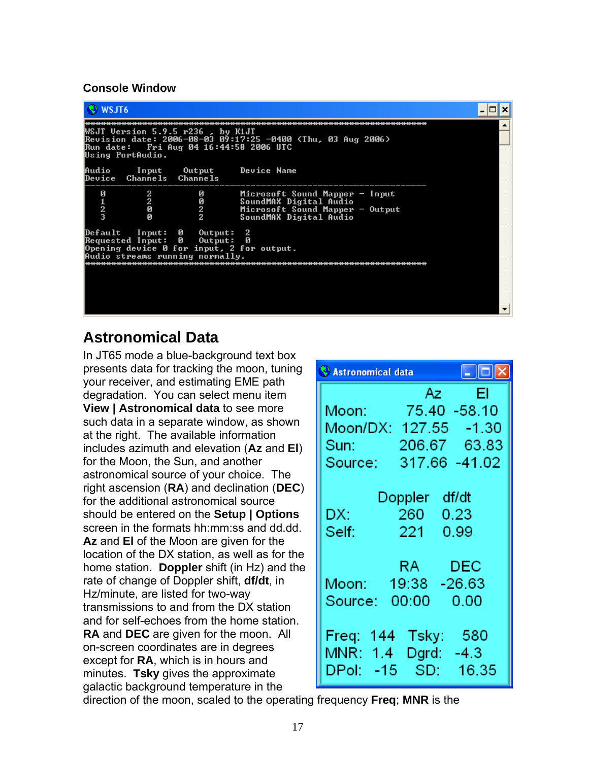**Console Window**

```
WSJT6
*************************************************************************
WSJT Version 5.9.5 r236 , by K1JT
Revision date: 2006-08-03 09:17:25 -0400 (Thu, 03 Aug 2006)
Run date:   Fri Aug 04 16:44:58 2006 UTC
Using PortAudio.

Audio     Input     Output       Device Name
Device   Channels  Channels
-------------------------------------------------------------------------
   0         2         0         Microsoft Sound Mapper - Input
   1         2         0         SoundMAX Digital Audio
   2         0         2         Microsoft Sound Mapper - Output
   3         0         2         SoundMAX Digital Audio

Default   Input:  0   Output:  2
Requested Input:  0   Output:  0
Opening device 0 for input, 2 for output.
Audio streams running normally.
*************************************************************************
```

## Astronomical Data

In JT65 mode a blue-background text box presents data for tracking the moon, tuning your receiver, and estimating EME path degradation. You can select menu item **View | Astronomical data** to see more such data in a separate window, as shown at the right. The available information includes azimuth and elevation (**Az** and **El**) for the Moon, the Sun, and another astronomical source of your choice. The right ascension (**RA**) and declination (**DEC**) for the additional astronomical source should be entered on the **Setup | Options** screen in the formats hh:mm:ss and dd.dd. **Az** and **El** of the Moon are given for the location of the DX station, as well as for the home station. **Doppler** shift (in Hz) and the rate of change of Doppler shift, **df/dt**, in Hz/minute, are listed for two-way transmissions to and from the DX station and for self-echoes from the home station. **RA** and **DEC** are given for the moon. All on-screen coordinates are in degrees except for **RA**, which is in hours and minutes. **Tsky** gives the approximate galactic background temperature in the direction of the moon, scaled to the operating frequency **Freq**; **MNR** is the

```
Astronomical data

              Az       El
Moon:       75.40   -58.10
Moon/DX:   127.55    -1.30
Sun:       206.67    63.83
Source:    317.66   -41.02

          Doppler   df/dt
DX:         260     0.23
Self:       221     0.99

             RA      DEC
Moon:      19:38   -26.63
Source:    00:00     0.00

Freq:  144   Tsky:   580
MNR:   1.4   Dgrd:  -4.3
DPol:  -15   SD:   16.35
```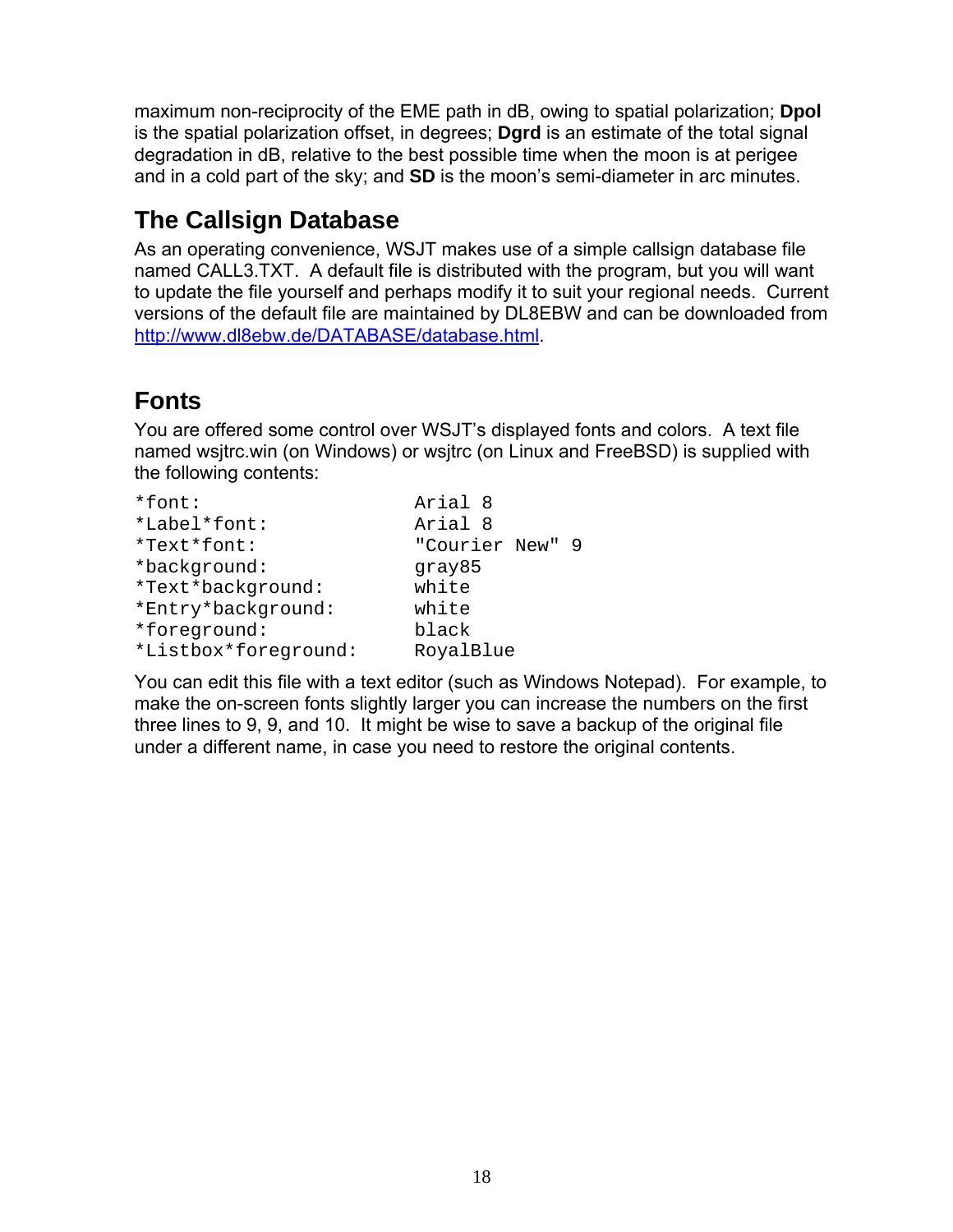maximum non-reciprocity of the EME path in dB, owing to spatial polarization; **Dpol** is the spatial polarization offset, in degrees; **Dgrd** is an estimate of the total signal degradation in dB, relative to the best possible time when the moon is at perigee and in a cold part of the sky; and **SD** is the moon's semi-diameter in arc minutes.

## The Callsign Database

As an operating convenience, WSJT makes use of a simple callsign database file named CALL3.TXT. A default file is distributed with the program, but you will want to update the file yourself and perhaps modify it to suit your regional needs. Current versions of the default file are maintained by DL8EBW and can be downloaded from http://www.dl8ebw.de/DATABASE/database.html.

## Fonts

You are offered some control over WSJT's displayed fonts and colors. A text file named wsjtrc.win (on Windows) or wsjtrc (on Linux and FreeBSD) is supplied with the following contents:

```
*font:                  Arial 8
*Label*font:            Arial 8
*Text*font:             "Courier New" 9
*background:            gray85
*Text*background:       white
*Entry*background:      white
*foreground:            black
*Listbox*foreground:    RoyalBlue
```

You can edit this file with a text editor (such as Windows Notepad). For example, to make the on-screen fonts slightly larger you can increase the numbers on the first three lines to 9, 9, and 10. It might be wise to save a backup of the original file under a different name, in case you need to restore the original contents.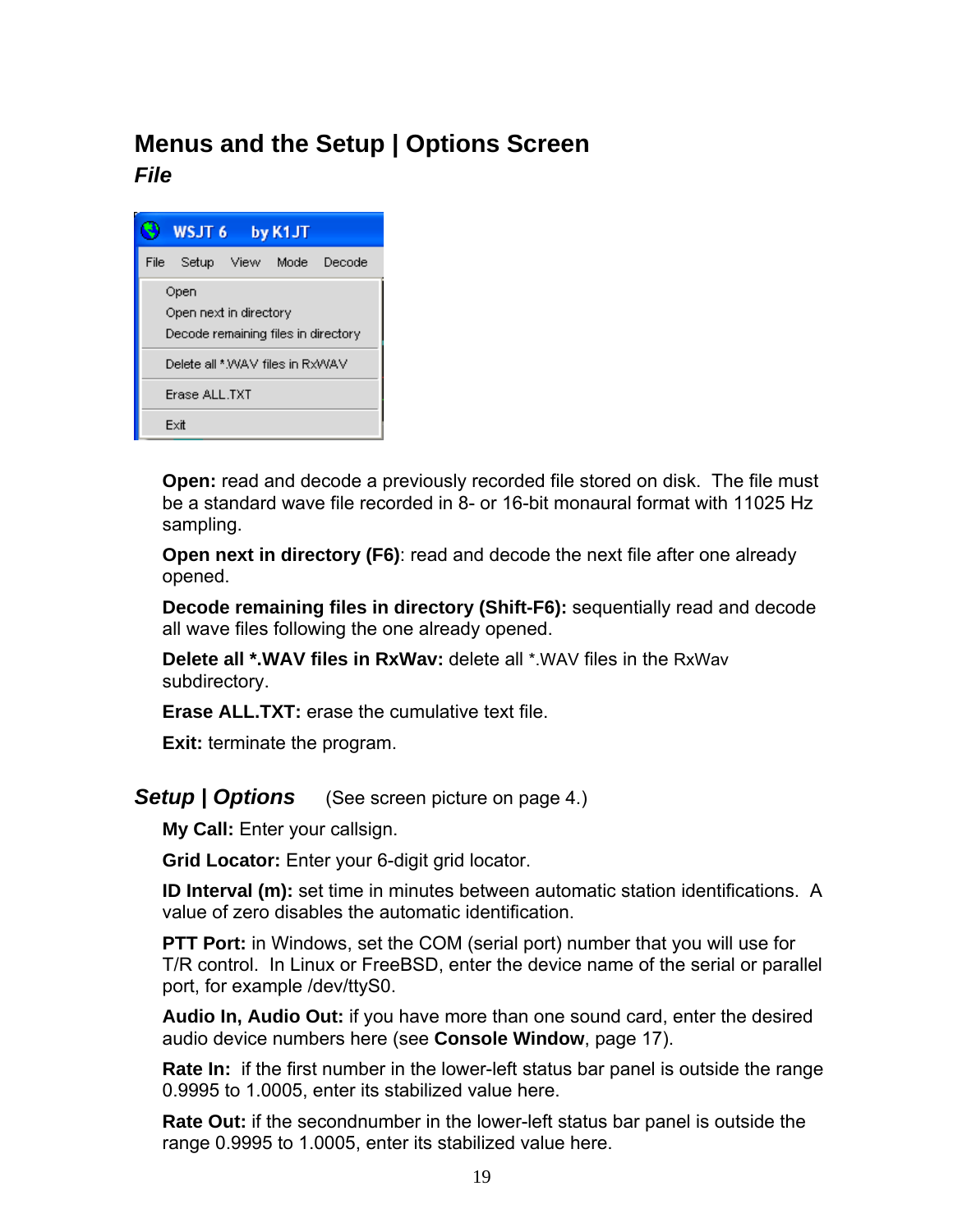# Menus and the Setup | Options Screen

## *File*

**Open:** read and decode a previously recorded file stored on disk. The file must be a standard wave file recorded in 8- or 16-bit monaural format with 11025 Hz sampling.

**Open next in directory (F6)**: read and decode the next file after one already opened.

**Decode remaining files in directory (Shift-F6):** sequentially read and decode all wave files following the one already opened.

**Delete all *.WAV files in RxWav:** delete all *.WAV files in the RxWav subdirectory.

**Erase ALL.TXT:** erase the cumulative text file.

**Exit:** terminate the program.

## *Setup | Options* (See screen picture on page 4.)

**My Call:** Enter your callsign.

**Grid Locator:** Enter your 6-digit grid locator.

**ID Interval (m):** set time in minutes between automatic station identifications. A value of zero disables the automatic identification.

**PTT Port:** in Windows, set the COM (serial port) number that you will use for T/R control. In Linux or FreeBSD, enter the device name of the serial or parallel port, for example /dev/ttyS0.

**Audio In, Audio Out:** if you have more than one sound card, enter the desired audio device numbers here (see **Console Window**, page 17).

**Rate In:** if the first number in the lower-left status bar panel is outside the range 0.9995 to 1.0005, enter its stabilized value here.

**Rate Out:** if the secondnumber in the lower-left status bar panel is outside the range 0.9995 to 1.0005, enter its stabilized value here.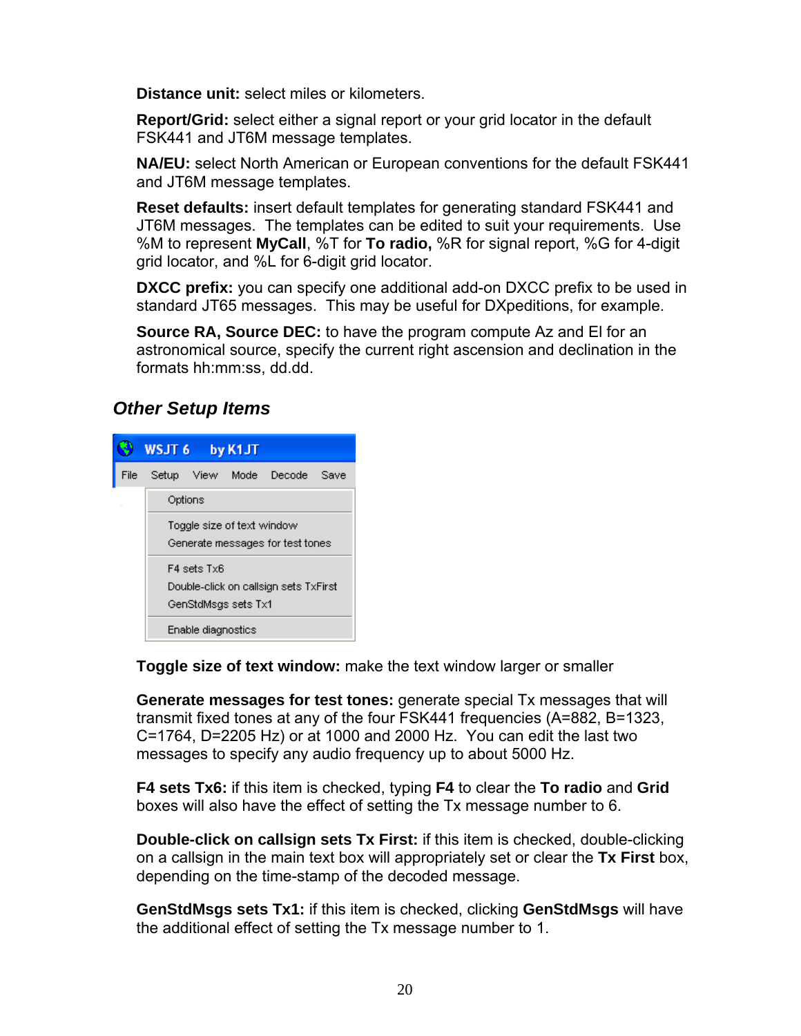**Distance unit:** select miles or kilometers.

**Report/Grid:** select either a signal report or your grid locator in the default FSK441 and JT6M message templates.

**NA/EU:** select North American or European conventions for the default FSK441 and JT6M message templates.

**Reset defaults:** insert default templates for generating standard FSK441 and JT6M messages. The templates can be edited to suit your requirements. Use %M to represent **MyCall**, %T for **To radio,** %R for signal report, %G for 4-digit grid locator, and %L for 6-digit grid locator.

**DXCC prefix:** you can specify one additional add-on DXCC prefix to be used in standard JT65 messages. This may be useful for DXpeditions, for example.

**Source RA, Source DEC:** to have the program compute Az and El for an astronomical source, specify the current right ascension and declination in the formats hh:mm:ss, dd.dd.

## *Other Setup Items*

WSJT 6 by K1JT

File Setup View Mode Decode Save

- Options
- Toggle size of text window
- Generate messages for test tones
- F4 sets Tx6
- Double-click on callsign sets TxFirst
- GenStdMsgs sets Tx1
- Enable diagnostics

**Toggle size of text window:** make the text window larger or smaller

**Generate messages for test tones:** generate special Tx messages that will transmit fixed tones at any of the four FSK441 frequencies (A=882, B=1323, C=1764, D=2205 Hz) or at 1000 and 2000 Hz. You can edit the last two messages to specify any audio frequency up to about 5000 Hz.

**F4 sets Tx6:** if this item is checked, typing **F4** to clear the **To radio** and **Grid** boxes will also have the effect of setting the Tx message number to 6.

**Double-click on callsign sets Tx First:** if this item is checked, double-clicking on a callsign in the main text box will appropriately set or clear the **Tx First** box, depending on the time-stamp of the decoded message.

**GenStdMsgs sets Tx1:** if this item is checked, clicking **GenStdMsgs** will have the additional effect of setting the Tx message number to 1.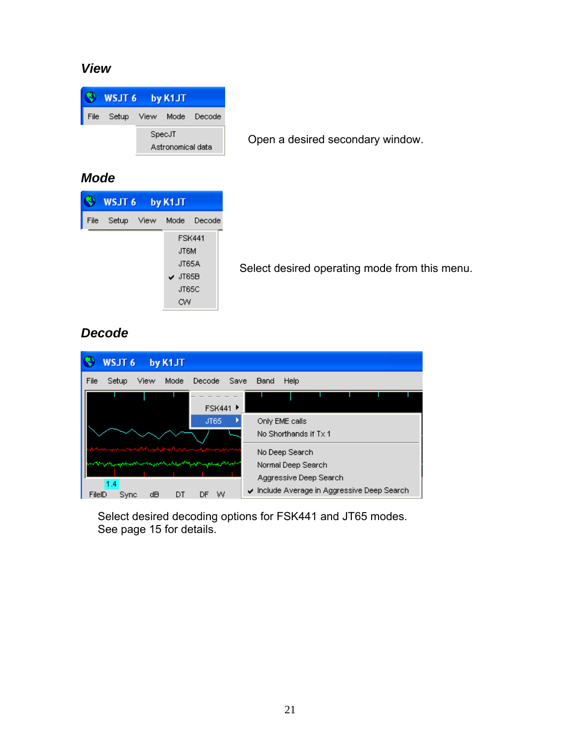### *View*

Open a desired secondary window.

### *Mode*

Select desired operating mode from this menu.

### *Decode*

Select desired decoding options for FSK441 and JT65 modes. See page 15 for details.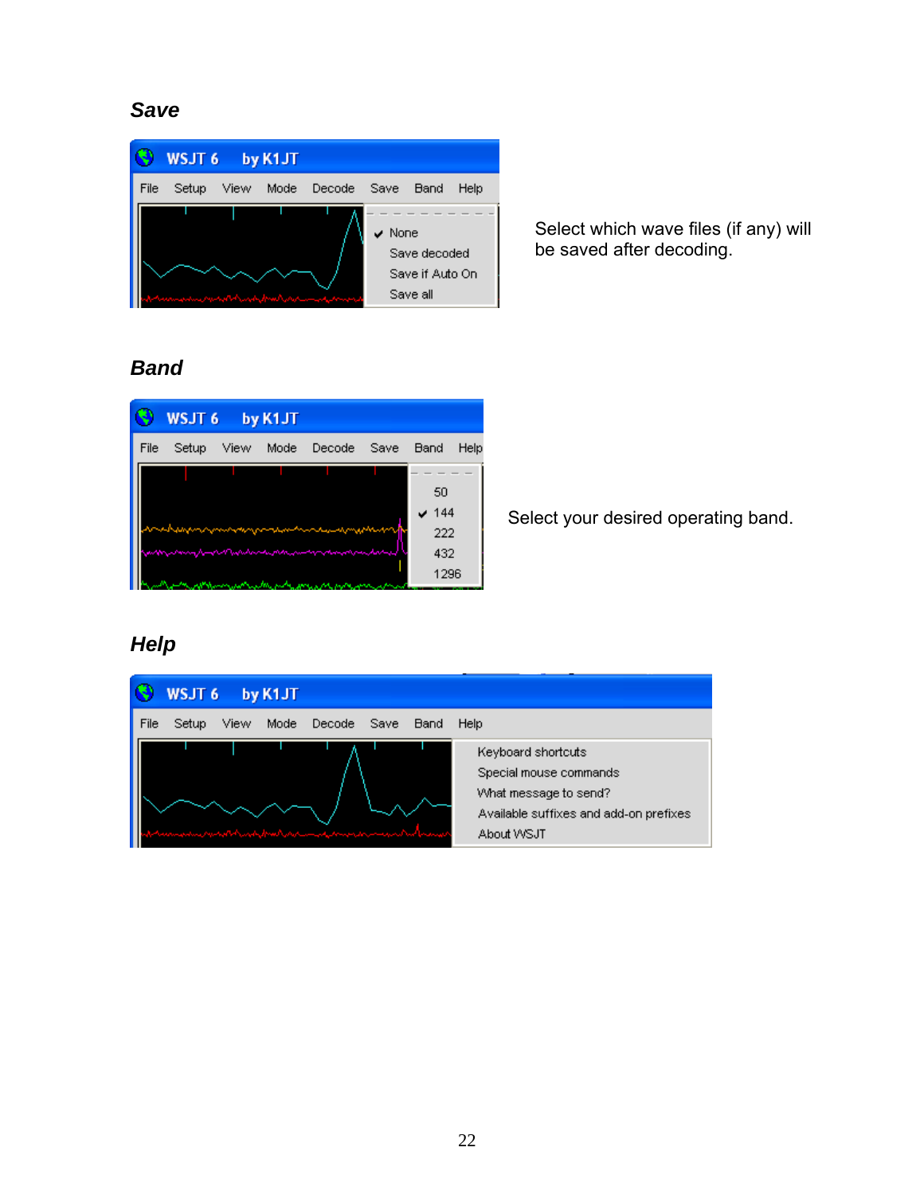### Save

Select which wave files (if any) will be saved after decoding.

### Band

Select your desired operating band.

### Help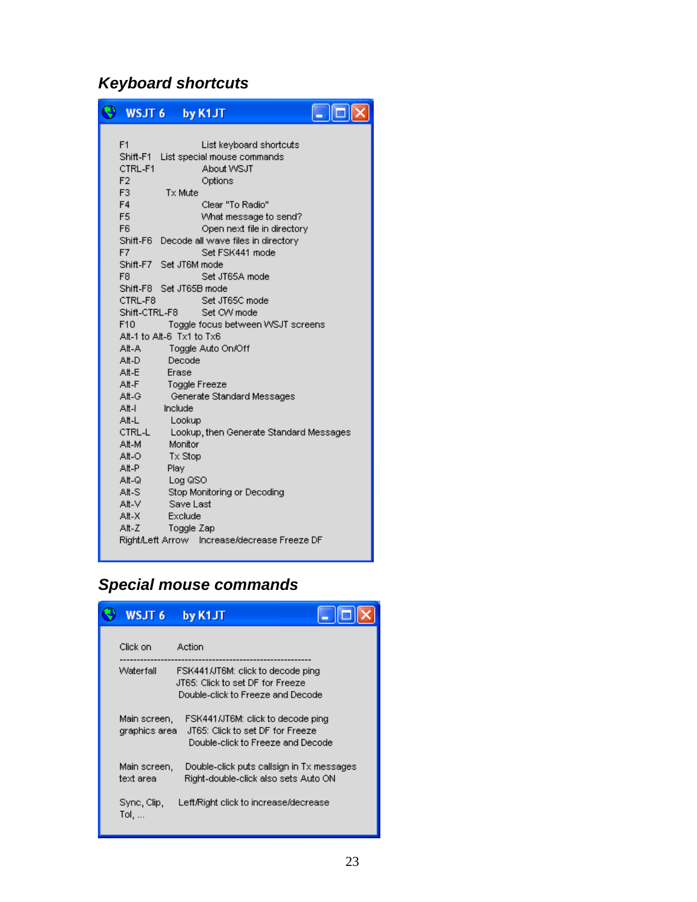### *Keyboard shortcuts*

**WSJT 6 by K1JT**

| Key | Action |
|---|---|
| F1 | List keyboard shortcuts |
| Shift-F1 | List special mouse commands |
| CTRL-F1 | About WSJT |
| F2 | Options |
| F3 | Tx Mute |
| F4 | Clear "To Radio" |
| F5 | What message to send? |
| F6 | Open next file in directory |
| Shift-F6 | Decode all wave files in directory |
| F7 | Set FSK441 mode |
| Shift-F7 | Set JT6M mode |
| F8 | Set JT65A mode |
| Shift-F8 | Set JT65B mode |
| CTRL-F8 | Set JT65C mode |
| Shift-CTRL-F8 | Set CW mode |
| F10 | Toggle focus between WSJT screens |
| Alt-1 to Alt-6 | Tx1 to Tx6 |
| Alt-A | Toggle Auto On/Off |
| Alt-D | Decode |
| Alt-E | Erase |
| Alt-F | Toggle Freeze |
| Alt-G | Generate Standard Messages |
| Alt-I | Include |
| Alt-L | Lookup |
| CTRL-L | Lookup, then Generate Standard Messages |
| Alt-M | Monitor |
| Alt-O | Tx Stop |
| Alt-P | Play |
| Alt-Q | Log QSO |
| Alt-S | Stop Monitoring or Decoding |
| Alt-V | Save Last |
| Alt-X | Exclude |
| Alt-Z | Toggle Zap |
| Right/Left Arrow | Increase/decrease Freeze DF |

### *Special mouse commands*

**WSJT 6 by K1JT**

| Click on | Action |
|---|---|
| Waterfall | FSK441/JT6M: click to decode ping<br>JT65: Click to set DF for Freeze<br>Double-click to Freeze and Decode |
| Main screen, graphics area | FSK441/JT6M: click to decode ping<br>JT65: Click to set DF for Freeze<br>Double-click to Freeze and Decode |
| Main screen, text area | Double-click puts callsign in Tx messages<br>Right-double-click also sets Auto ON |
| Sync, Clip, Tol, ... | Left/Right click to increase/decrease |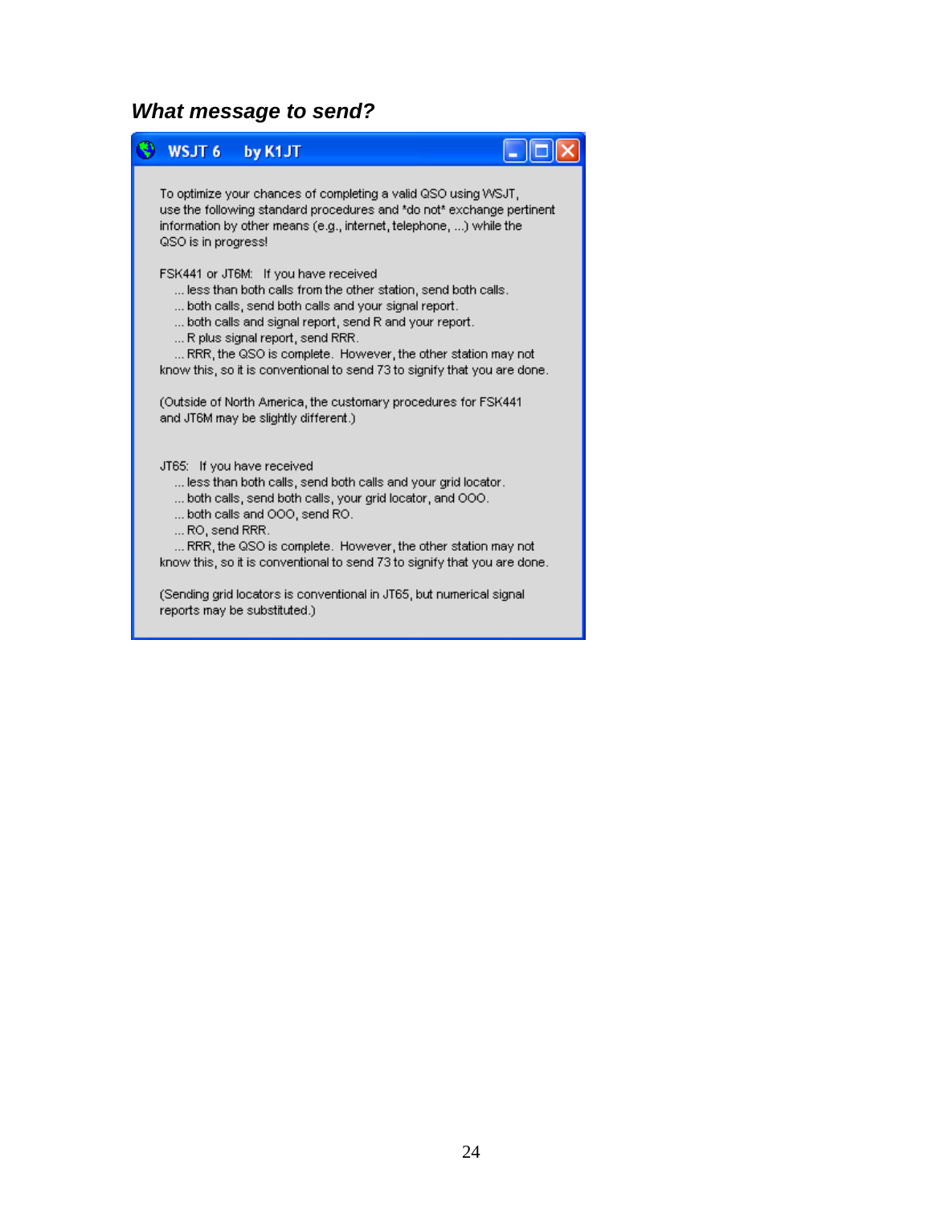### *What message to send?*

**WSJT 6 by K1JT**

To optimize your chances of completing a valid QSO using WSJT, use the following standard procedures and *do not* exchange pertinent information by other means (e.g., internet, telephone, ...) while the QSO is in progress!

FSK441 or JT6M: If you have received

... less than both calls from the other station, send both calls.
... both calls, send both calls and your signal report.
... both calls and signal report, send R and your report.
... R plus signal report, send RRR.
... RRR, the QSO is complete. However, the other station may not know this, so it is conventional to send 73 to signify that you are done.

(Outside of North America, the customary procedures for FSK441 and JT6M may be slightly different.)

JT65: If you have received

... less than both calls, send both calls and your grid locator.
... both calls, send both calls, your grid locator, and OOO.
... both calls and OOO, send RO.
... RO, send RRR.
... RRR, the QSO is complete. However, the other station may not know this, so it is conventional to send 73 to signify that you are done.

(Sending grid locators is conventional in JT65, but numerical signal reports may be substituted.)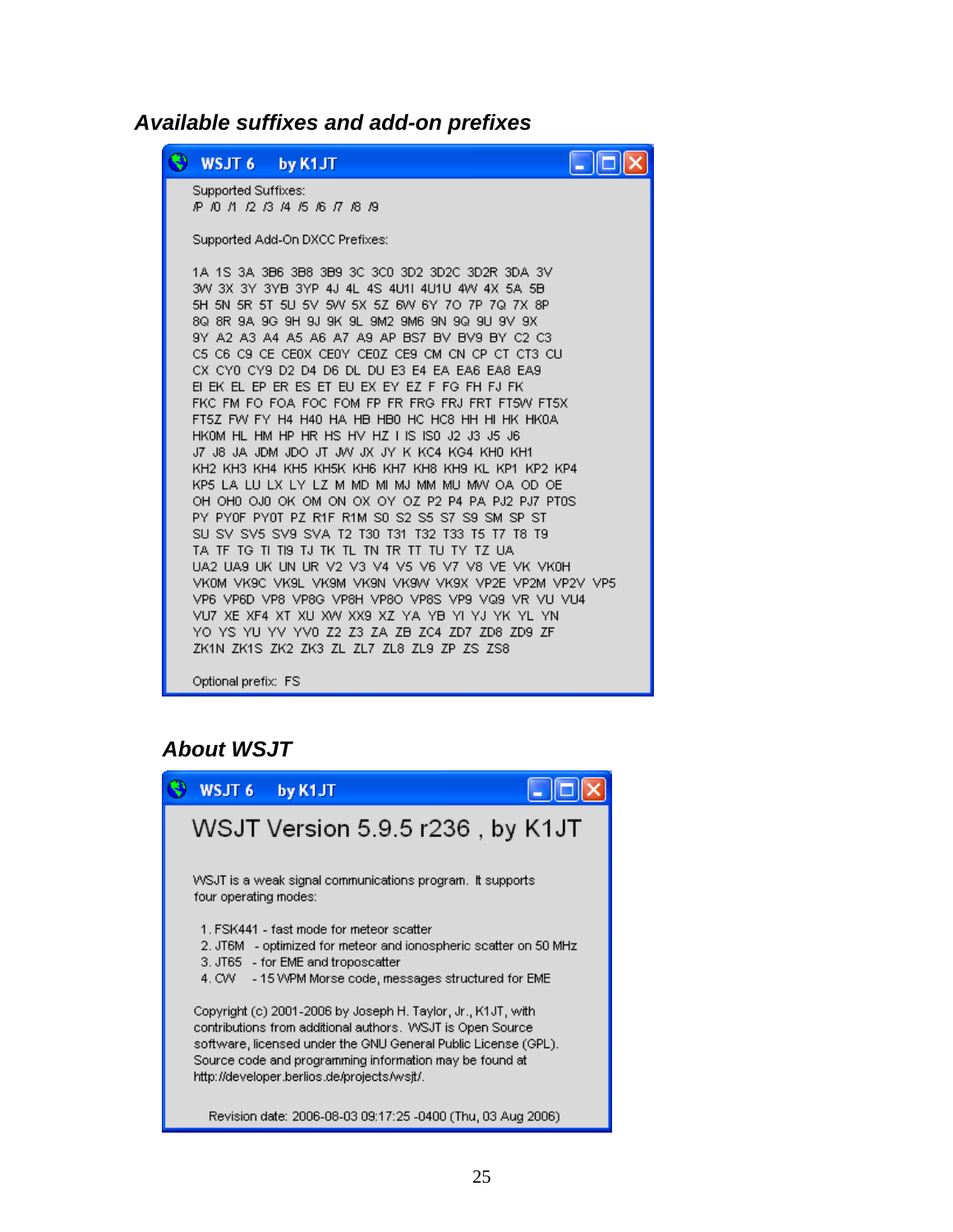## *Available suffixes and add-on prefixes*

WSJT 6 by K1JT

Supported Suffixes:
/P /0 /1 /2 /3 /4 /5 /6 /7 /8 /9

Supported Add-On DXCC Prefixes:

1A 1S 3A 3B6 3B8 3B9 3C 3C0 3D2 3D2C 3D2R 3DA 3V
3W 3X 3Y 3YB 3YP 4J 4L 4S 4U1I 4U1U 4W 4X 5A 5B
5H 5N 5R 5T 5U 5V 5W 5X 5Z 6W 6Y 7O 7P 7Q 7X 8P
8Q 8R 9A 9G 9H 9J 9K 9L 9M2 9M6 9N 9Q 9U 9V 9X
9Y A2 A3 A4 A5 A6 A7 A9 AP BS7 BV BV9 BY C2 C3
C5 C6 C9 CE CE0X CE0Y CE0Z CE9 CM CN CP CT CT3 CU
CX CY0 CY9 D2 D4 D6 DL DU E3 E4 EA EA6 EA8 EA9
EI EK EL EP ER ES ET EU EX EY EZ F FG FH FJ FK
FKC FM FO FOA FOC FOM FP FR FRG FRJ FRT FT5W FT5X
FT5Z FW FY H4 H40 HA HB HB0 HC HC8 HH HI HK HK0A
HK0M HL HM HP HR HS HV HZ I IS IS0 J2 J3 J5 J6
J7 J8 JA JDM JDO JT JW JX JY K KC4 KG4 KH0 KH1
KH2 KH3 KH4 KH5 KH5K KH6 KH7 KH8 KH9 KL KP1 KP2 KP4
KP5 LA LU LX LY LZ M MD MI MJ MM MU MW OA OD OE
OH OH0 OJ0 OK OM ON OX OY OZ P2 P4 PA PJ2 PJ7 PT0S
PY PY0F PY0T PZ R1F R1M S0 S2 S5 S7 S9 SM SP ST
SU SV SV5 SV9 SVA T2 T30 T31 T32 T33 T5 T7 T8 T9
TA TF TG TI TI9 TJ TK TL TN TR TT TU TY TZ UA
UA2 UA9 UK UN UR V2 V3 V4 V5 V6 V7 V8 VE VK VK0H
VK0M VK9C VK9L VK9M VK9N VK9W VK9X VP2E VP2M VP2V VP5
VP6 VP6D VP8 VP8G VP8H VP8O VP8S VP9 VQ9 VR VU VU4
VU7 XE XF4 XT XU XW XX9 XZ YA YB YI YJ YK YL YN
YO YS YU YV YV0 Z2 Z3 ZA ZB ZC4 ZD7 ZD8 ZD9 ZF
ZK1N ZK1S ZK2 ZK3 ZL ZL7 ZL8 ZL9 ZP ZS ZS8

Optional prefix: FS

## *About WSJT*

WSJT 6 by K1JT

WSJT Version 5.9.5 r236 , by K1JT

WSJT is a weak signal communications program. It supports four operating modes:

1. FSK441 - fast mode for meteor scatter
2. JT6M - optimized for meteor and ionospheric scatter on 50 MHz
3. JT65 - for EME and troposcatter
4. CW - 15 WPM Morse code, messages structured for EME

Copyright (c) 2001-2006 by Joseph H. Taylor, Jr., K1JT, with contributions from additional authors. WSJT is Open Source software, licensed under the GNU General Public License (GPL). Source code and programming information may be found at http://developer.berlios.de/projects/wsjt/.

Revision date: 2006-08-03 09:17:25 -0400 (Thu, 03 Aug 2006)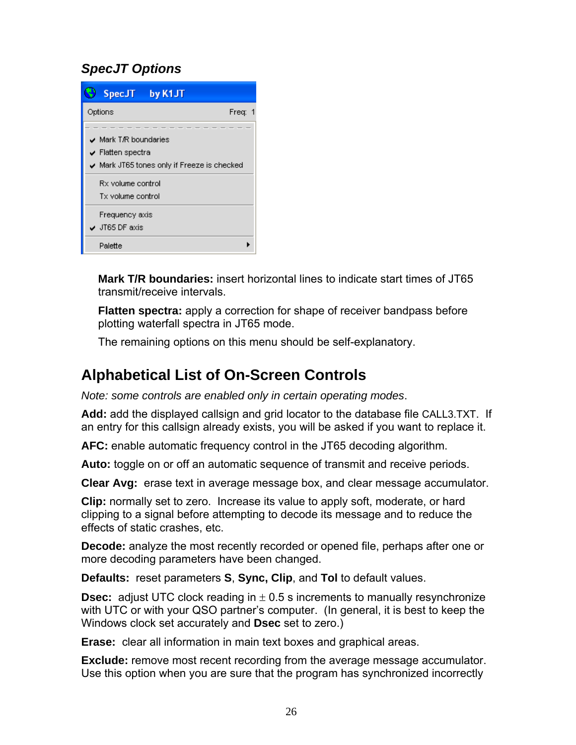### *SpecJT Options*

**Mark T/R boundaries:** insert horizontal lines to indicate start times of JT65 transmit/receive intervals.

**Flatten spectra:** apply a correction for shape of receiver bandpass before plotting waterfall spectra in JT65 mode.

The remaining options on this menu should be self-explanatory.

## Alphabetical List of On-Screen Controls

*Note: some controls are enabled only in certain operating modes*.

**Add:** add the displayed callsign and grid locator to the database file CALL3.TXT. If an entry for this callsign already exists, you will be asked if you want to replace it.

**AFC:** enable automatic frequency control in the JT65 decoding algorithm.

**Auto:** toggle on or off an automatic sequence of transmit and receive periods.

**Clear Avg:** erase text in average message box, and clear message accumulator.

**Clip:** normally set to zero. Increase its value to apply soft, moderate, or hard clipping to a signal before attempting to decode its message and to reduce the effects of static crashes, etc.

**Decode:** analyze the most recently recorded or opened file, perhaps after one or more decoding parameters have been changed.

**Defaults:** reset parameters **S**, **Sync, Clip**, and **Tol** to default values.

**Dsec:** adjust UTC clock reading in ± 0.5 s increments to manually resynchronize with UTC or with your QSO partner's computer. (In general, it is best to keep the Windows clock set accurately and **Dsec** set to zero.)

**Erase:** clear all information in main text boxes and graphical areas.

**Exclude:** remove most recent recording from the average message accumulator. Use this option when you are sure that the program has synchronized incorrectly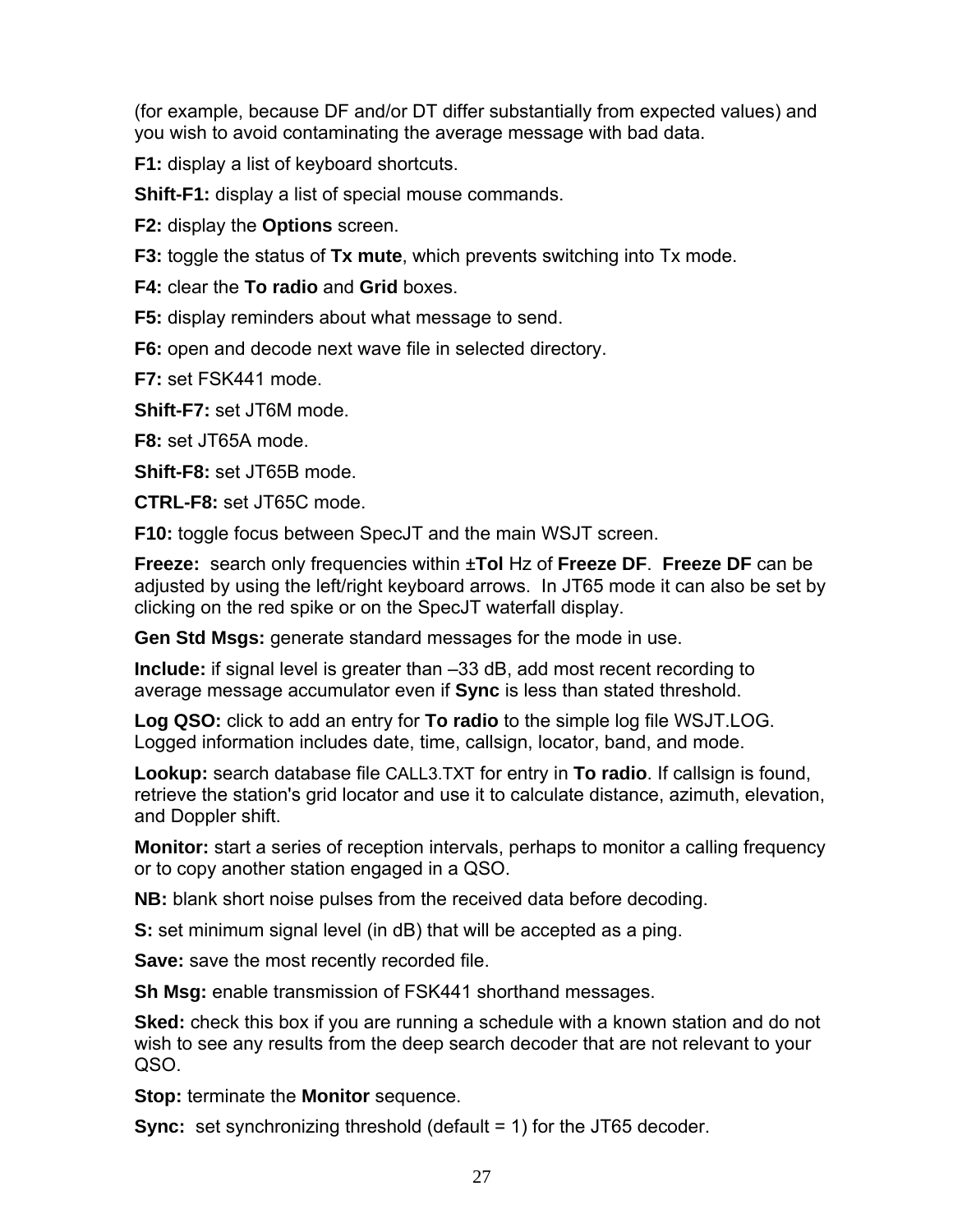(for example, because DF and/or DT differ substantially from expected values) and you wish to avoid contaminating the average message with bad data.

**F1:** display a list of keyboard shortcuts.

**Shift-F1:** display a list of special mouse commands.

**F2:** display the **Options** screen.

**F3:** toggle the status of **Tx mute**, which prevents switching into Tx mode.

**F4:** clear the **To radio** and **Grid** boxes.

**F5:** display reminders about what message to send.

**F6:** open and decode next wave file in selected directory.

**F7:** set FSK441 mode.

**Shift-F7:** set JT6M mode.

**F8:** set JT65A mode.

**Shift-F8:** set JT65B mode.

**CTRL-F8:** set JT65C mode.

**F10:** toggle focus between SpecJT and the main WSJT screen.

**Freeze:** search only frequencies within ±**Tol** Hz of **Freeze DF**. **Freeze DF** can be adjusted by using the left/right keyboard arrows. In JT65 mode it can also be set by clicking on the red spike or on the SpecJT waterfall display.

**Gen Std Msgs:** generate standard messages for the mode in use.

**Include:** if signal level is greater than –33 dB, add most recent recording to average message accumulator even if **Sync** is less than stated threshold.

**Log QSO:** click to add an entry for **To radio** to the simple log file WSJT.LOG. Logged information includes date, time, callsign, locator, band, and mode.

**Lookup:** search database file CALL3.TXT for entry in **To radio**. If callsign is found, retrieve the station's grid locator and use it to calculate distance, azimuth, elevation, and Doppler shift.

**Monitor:** start a series of reception intervals, perhaps to monitor a calling frequency or to copy another station engaged in a QSO.

**NB:** blank short noise pulses from the received data before decoding.

**S:** set minimum signal level (in dB) that will be accepted as a ping.

**Save:** save the most recently recorded file.

**Sh Msg:** enable transmission of FSK441 shorthand messages.

**Sked:** check this box if you are running a schedule with a known station and do not wish to see any results from the deep search decoder that are not relevant to your QSO.

**Stop:** terminate the **Monitor** sequence.

**Sync:** set synchronizing threshold (default = 1) for the JT65 decoder.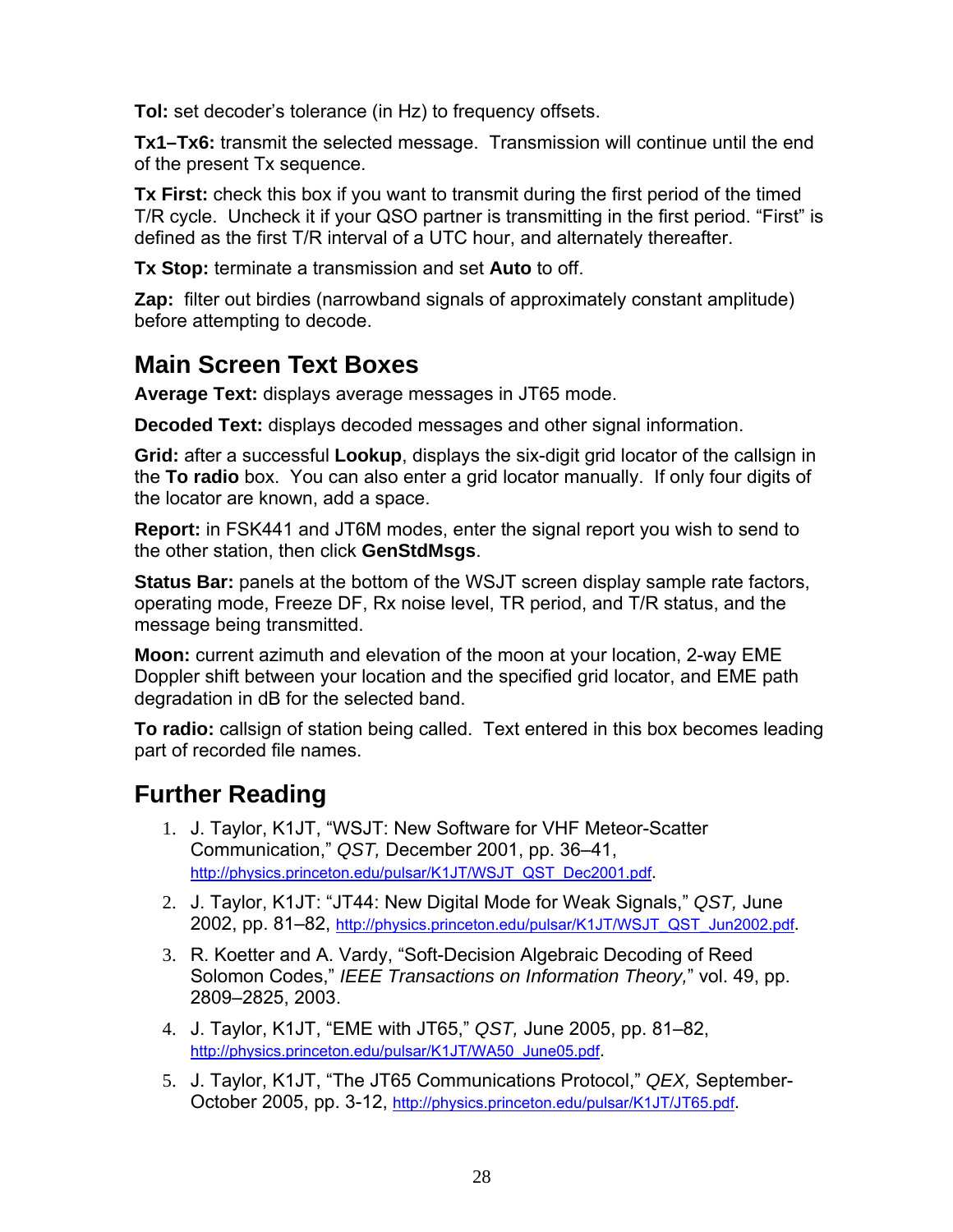**Tol:** set decoder's tolerance (in Hz) to frequency offsets.

**Tx1–Tx6:** transmit the selected message. Transmission will continue until the end of the present Tx sequence.

**Tx First:** check this box if you want to transmit during the first period of the timed T/R cycle. Uncheck it if your QSO partner is transmitting in the first period. "First" is defined as the first T/R interval of a UTC hour, and alternately thereafter.

**Tx Stop:** terminate a transmission and set **Auto** to off.

**Zap:** filter out birdies (narrowband signals of approximately constant amplitude) before attempting to decode.

## Main Screen Text Boxes

**Average Text:** displays average messages in JT65 mode.

**Decoded Text:** displays decoded messages and other signal information.

**Grid:** after a successful **Lookup**, displays the six-digit grid locator of the callsign in the **To radio** box. You can also enter a grid locator manually. If only four digits of the locator are known, add a space.

**Report:** in FSK441 and JT6M modes, enter the signal report you wish to send to the other station, then click **GenStdMsgs**.

**Status Bar:** panels at the bottom of the WSJT screen display sample rate factors, operating mode, Freeze DF, Rx noise level, TR period, and T/R status, and the message being transmitted.

**Moon:** current azimuth and elevation of the moon at your location, 2-way EME Doppler shift between your location and the specified grid locator, and EME path degradation in dB for the selected band.

**To radio:** callsign of station being called. Text entered in this box becomes leading part of recorded file names.

## Further Reading

1. J. Taylor, K1JT, "WSJT: New Software for VHF Meteor-Scatter Communication," *QST,* December 2001, pp. 36–41, http://physics.princeton.edu/pulsar/K1JT/WSJT_QST_Dec2001.pdf.
2. J. Taylor, K1JT: "JT44: New Digital Mode for Weak Signals," *QST,* June 2002, pp. 81–82, http://physics.princeton.edu/pulsar/K1JT/WSJT_QST_Jun2002.pdf.
3. R. Koetter and A. Vardy, "Soft-Decision Algebraic Decoding of Reed Solomon Codes," *IEEE Transactions on Information Theory,*" vol. 49, pp. 2809–2825, 2003.
4. J. Taylor, K1JT, "EME with JT65," *QST,* June 2005, pp. 81–82, http://physics.princeton.edu/pulsar/K1JT/WA50_June05.pdf.
5. J. Taylor, K1JT, "The JT65 Communications Protocol," *QEX,* September-October 2005, pp. 3-12, http://physics.princeton.edu/pulsar/K1JT/JT65.pdf.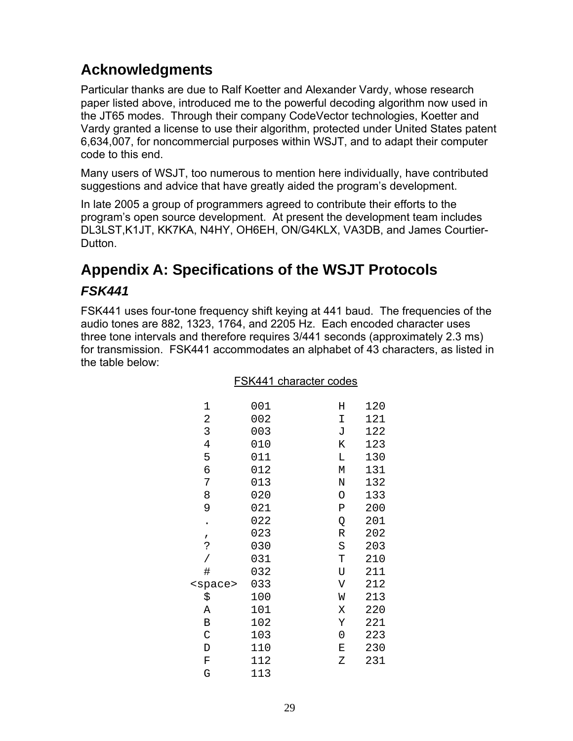## Acknowledgments

Particular thanks are due to Ralf Koetter and Alexander Vardy, whose research paper listed above, introduced me to the powerful decoding algorithm now used in the JT65 modes. Through their company CodeVector technologies, Koetter and Vardy granted a license to use their algorithm, protected under United States patent 6,634,007, for noncommercial purposes within WSJT, and to adapt their computer code to this end.

Many users of WSJT, too numerous to mention here individually, have contributed suggestions and advice that have greatly aided the program's development.

In late 2005 a group of programmers agreed to contribute their efforts to the program's open source development. At present the development team includes DL3LST,K1JT, KK7KA, N4HY, OH6EH, ON/G4KLX, VA3DB, and James Courtier-Dutton.

## Appendix A: Specifications of the WSJT Protocols

### *FSK441*

FSK441 uses four-tone frequency shift keying at 441 baud. The frequencies of the audio tones are 882, 1323, 1764, and 2205 Hz. Each encoded character uses three tone intervals and therefore requires 3/441 seconds (approximately 2.3 ms) for transmission. FSK441 accommodates an alphabet of 43 characters, as listed in the table below:

FSK441 character codes

| Char | Code | Char | Code |
|---|---|---|---|
| 1 | 001 | H | 120 |
| 2 | 002 | I | 121 |
| 3 | 003 | J | 122 |
| 4 | 010 | K | 123 |
| 5 | 011 | L | 130 |
| 6 | 012 | M | 131 |
| 7 | 013 | N | 132 |
| 8 | 020 | O | 133 |
| 9 | 021 | P | 200 |
| . | 022 | Q | 201 |
| , | 023 | R | 202 |
| ? | 030 | S | 203 |
| / | 031 | T | 210 |
| # | 032 | U | 211 |
| <space> | 033 | V | 212 |
| $ | 100 | W | 213 |
| A | 101 | X | 220 |
| B | 102 | Y | 221 |
| C | 103 | 0 | 223 |
| D | 110 | E | 230 |
| F | 112 | Z | 231 |
| G | 113 | | |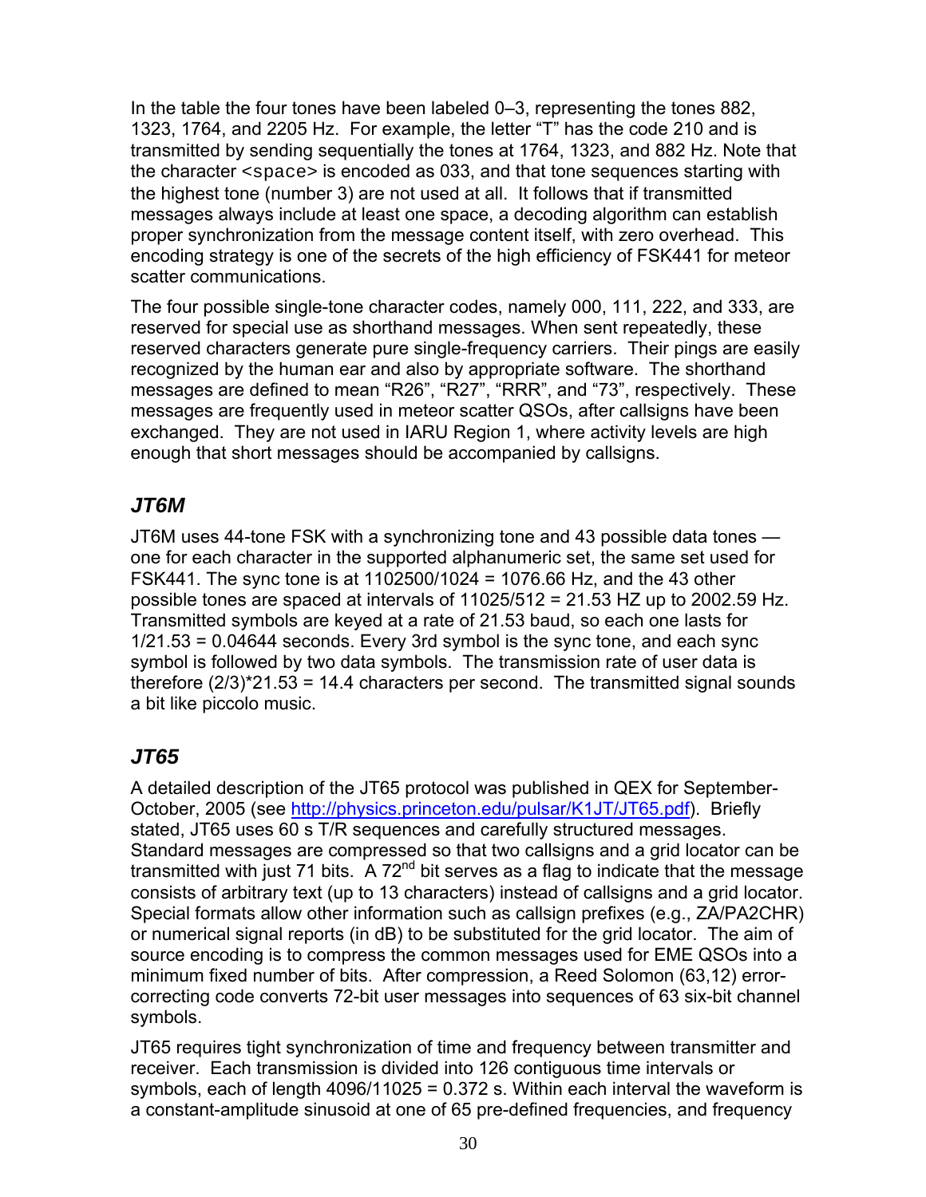In the table the four tones have been labeled 0–3, representing the tones 882, 1323, 1764, and 2205 Hz. For example, the letter "T" has the code 210 and is transmitted by sending sequentially the tones at 1764, 1323, and 882 Hz. Note that the character `<space>` is encoded as 033, and that tone sequences starting with the highest tone (number 3) are not used at all. It follows that if transmitted messages always include at least one space, a decoding algorithm can establish proper synchronization from the message content itself, with zero overhead. This encoding strategy is one of the secrets of the high efficiency of FSK441 for meteor scatter communications.

The four possible single-tone character codes, namely 000, 111, 222, and 333, are reserved for special use as shorthand messages. When sent repeatedly, these reserved characters generate pure single-frequency carriers. Their pings are easily recognized by the human ear and also by appropriate software. The shorthand messages are defined to mean "R26", "R27", "RRR", and "73", respectively. These messages are frequently used in meteor scatter QSOs, after callsigns have been exchanged. They are not used in IARU Region 1, where activity levels are high enough that short messages should be accompanied by callsigns.

### *JT6M*

JT6M uses 44-tone FSK with a synchronizing tone and 43 possible data tones — one for each character in the supported alphanumeric set, the same set used for FSK441. The sync tone is at 1102500/1024 = 1076.66 Hz, and the 43 other possible tones are spaced at intervals of 11025/512 = 21.53 HZ up to 2002.59 Hz. Transmitted symbols are keyed at a rate of 21.53 baud, so each one lasts for 1/21.53 = 0.04644 seconds. Every 3rd symbol is the sync tone, and each sync symbol is followed by two data symbols. The transmission rate of user data is therefore (2/3)*21.53 = 14.4 characters per second. The transmitted signal sounds a bit like piccolo music.

### *JT65*

A detailed description of the JT65 protocol was published in QEX for September-October, 2005 (see http://physics.princeton.edu/pulsar/K1JT/JT65.pdf). Briefly stated, JT65 uses 60 s T/R sequences and carefully structured messages. Standard messages are compressed so that two callsigns and a grid locator can be transmitted with just 71 bits. A 72nd bit serves as a flag to indicate that the message consists of arbitrary text (up to 13 characters) instead of callsigns and a grid locator. Special formats allow other information such as callsign prefixes (e.g., ZA/PA2CHR) or numerical signal reports (in dB) to be substituted for the grid locator. The aim of source encoding is to compress the common messages used for EME QSOs into a minimum fixed number of bits. After compression, a Reed Solomon (63,12) error-correcting code converts 72-bit user messages into sequences of 63 six-bit channel symbols.

JT65 requires tight synchronization of time and frequency between transmitter and receiver. Each transmission is divided into 126 contiguous time intervals or symbols, each of length 4096/11025 = 0.372 s. Within each interval the waveform is a constant-amplitude sinusoid at one of 65 pre-defined frequencies, and frequency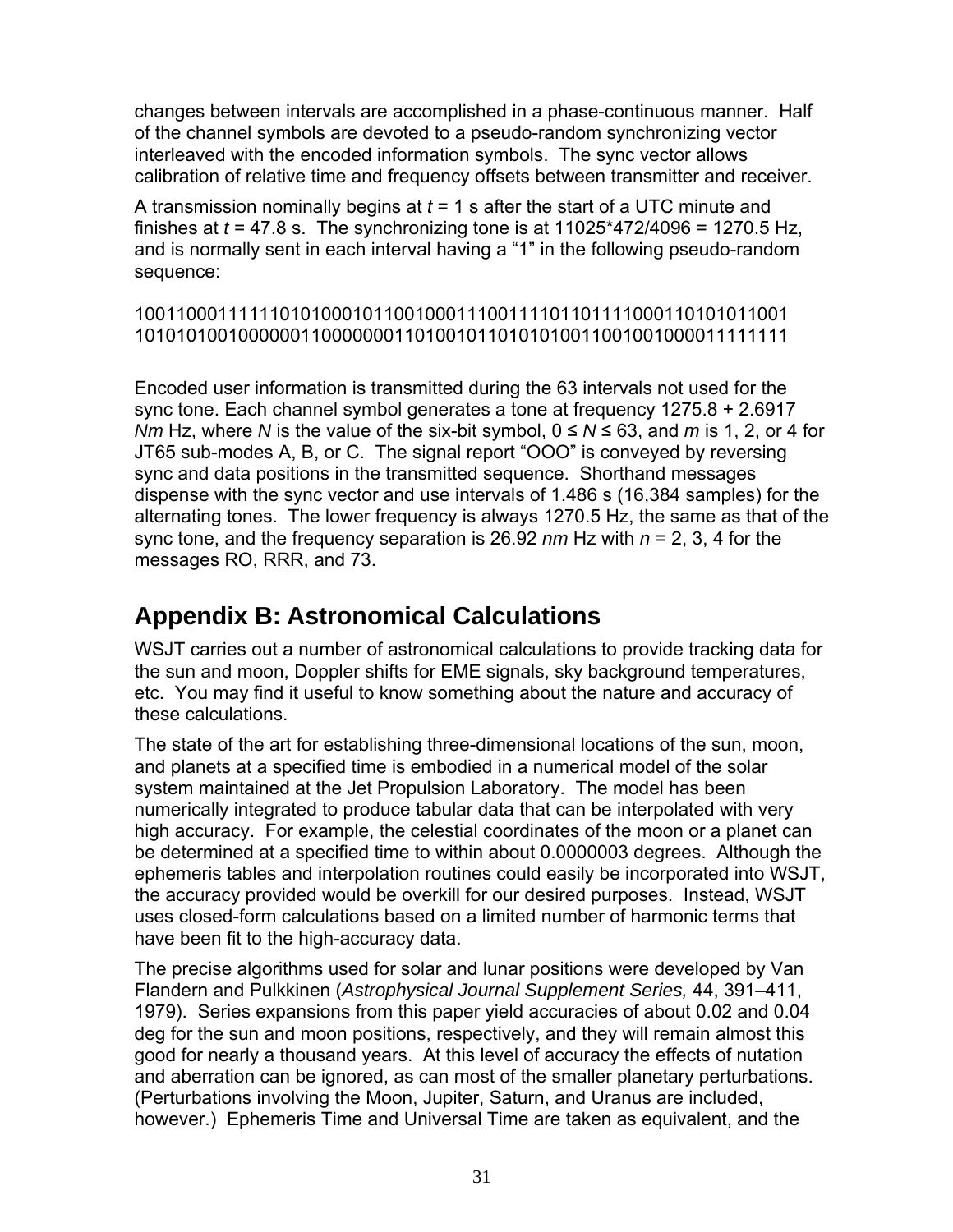changes between intervals are accomplished in a phase-continuous manner. Half of the channel symbols are devoted to a pseudo-random synchronizing vector interleaved with the encoded information symbols. The sync vector allows calibration of relative time and frequency offsets between transmitter and receiver.

A transmission nominally begins at $t$ = 1 s after the start of a UTC minute and finishes at $t$ = 47.8 s. The synchronizing tone is at 11025*472/4096 = 1270.5 Hz, and is normally sent in each interval having a "1" in the following pseudo-random sequence:

100110001111110101000101100100011100111101101111000110101011001
101010100100000011000000011010010110101010011001001000011111111

Encoded user information is transmitted during the 63 intervals not used for the sync tone. Each channel symbol generates a tone at frequency 1275.8 + 2.6917 $Nm$ Hz, where $N$ is the value of the six-bit symbol, $0 \le N \le 63$, and $m$ is 1, 2, or 4 for JT65 sub-modes A, B, or C. The signal report "OOO" is conveyed by reversing sync and data positions in the transmitted sequence. Shorthand messages dispense with the sync vector and use intervals of 1.486 s (16,384 samples) for the alternating tones. The lower frequency is always 1270.5 Hz, the same as that of the sync tone, and the frequency separation is 26.92 $nm$ Hz with $n$ = 2, 3, 4 for the messages RO, RRR, and 73.

## Appendix B: Astronomical Calculations

WSJT carries out a number of astronomical calculations to provide tracking data for the sun and moon, Doppler shifts for EME signals, sky background temperatures, etc. You may find it useful to know something about the nature and accuracy of these calculations.

The state of the art for establishing three-dimensional locations of the sun, moon, and planets at a specified time is embodied in a numerical model of the solar system maintained at the Jet Propulsion Laboratory. The model has been numerically integrated to produce tabular data that can be interpolated with very high accuracy. For example, the celestial coordinates of the moon or a planet can be determined at a specified time to within about 0.0000003 degrees. Although the ephemeris tables and interpolation routines could easily be incorporated into WSJT, the accuracy provided would be overkill for our desired purposes. Instead, WSJT uses closed-form calculations based on a limited number of harmonic terms that have been fit to the high-accuracy data.

The precise algorithms used for solar and lunar positions were developed by Van Flandern and Pulkkinen (*Astrophysical Journal Supplement Series,* 44, 391–411, 1979). Series expansions from this paper yield accuracies of about 0.02 and 0.04 deg for the sun and moon positions, respectively, and they will remain almost this good for nearly a thousand years. At this level of accuracy the effects of nutation and aberration can be ignored, as can most of the smaller planetary perturbations. (Perturbations involving the Moon, Jupiter, Saturn, and Uranus are included, however.) Ephemeris Time and Universal Time are taken as equivalent, and the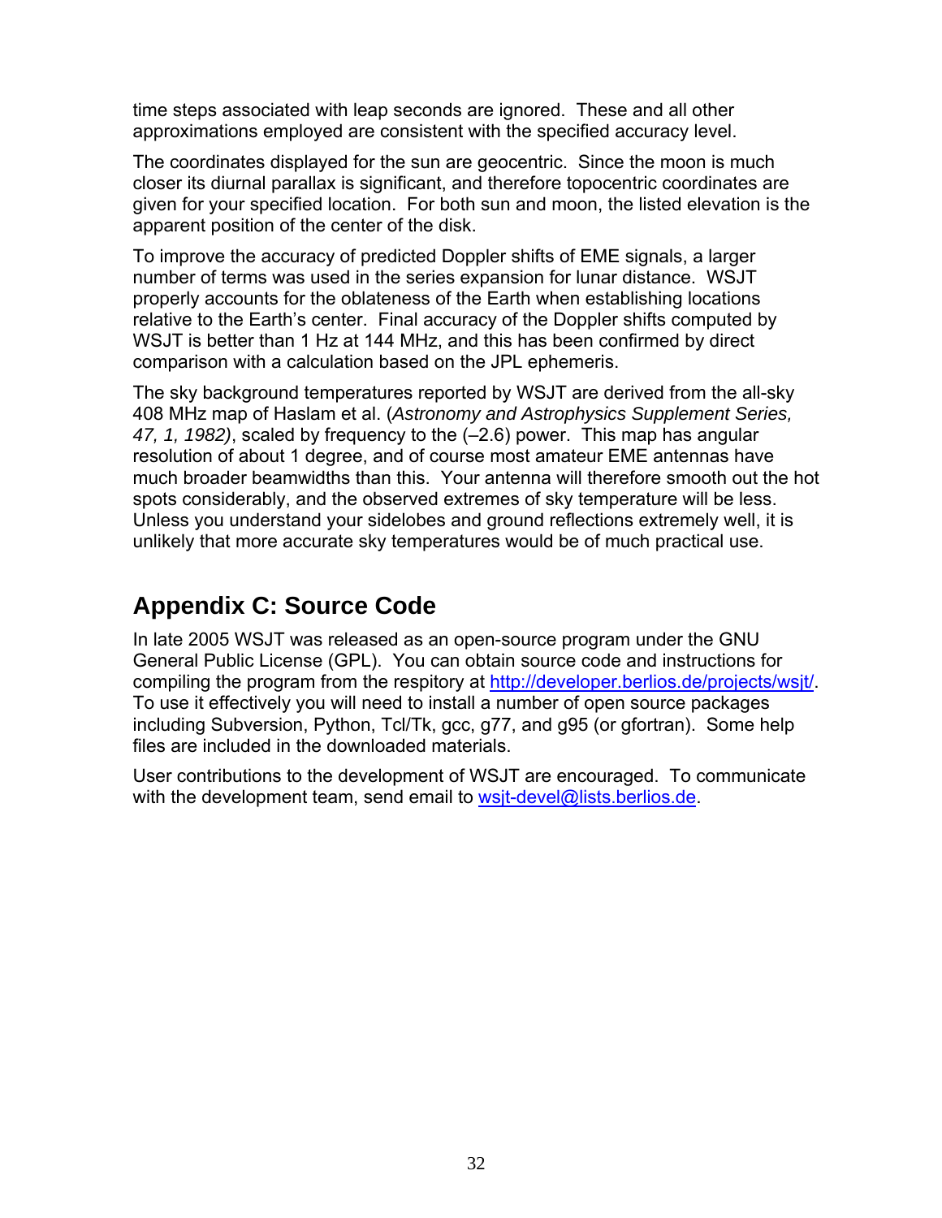time steps associated with leap seconds are ignored. These and all other approximations employed are consistent with the specified accuracy level.

The coordinates displayed for the sun are geocentric. Since the moon is much closer its diurnal parallax is significant, and therefore topocentric coordinates are given for your specified location. For both sun and moon, the listed elevation is the apparent position of the center of the disk.

To improve the accuracy of predicted Doppler shifts of EME signals, a larger number of terms was used in the series expansion for lunar distance. WSJT properly accounts for the oblateness of the Earth when establishing locations relative to the Earth's center. Final accuracy of the Doppler shifts computed by WSJT is better than 1 Hz at 144 MHz, and this has been confirmed by direct comparison with a calculation based on the JPL ephemeris.

The sky background temperatures reported by WSJT are derived from the all-sky 408 MHz map of Haslam et al. (*Astronomy and Astrophysics Supplement Series, 47, 1, 1982)*, scaled by frequency to the (–2.6) power. This map has angular resolution of about 1 degree, and of course most amateur EME antennas have much broader beamwidths than this. Your antenna will therefore smooth out the hot spots considerably, and the observed extremes of sky temperature will be less. Unless you understand your sidelobes and ground reflections extremely well, it is unlikely that more accurate sky temperatures would be of much practical use.

## Appendix C: Source Code

In late 2005 WSJT was released as an open-source program under the GNU General Public License (GPL). You can obtain source code and instructions for compiling the program from the respitory at http://developer.berlios.de/projects/wsjt/. To use it effectively you will need to install a number of open source packages including Subversion, Python, Tcl/Tk, gcc, g77, and g95 (or gfortran). Some help files are included in the downloaded materials.

User contributions to the development of WSJT are encouraged. To communicate with the development team, send email to wsjt-devel@lists.berlios.de.